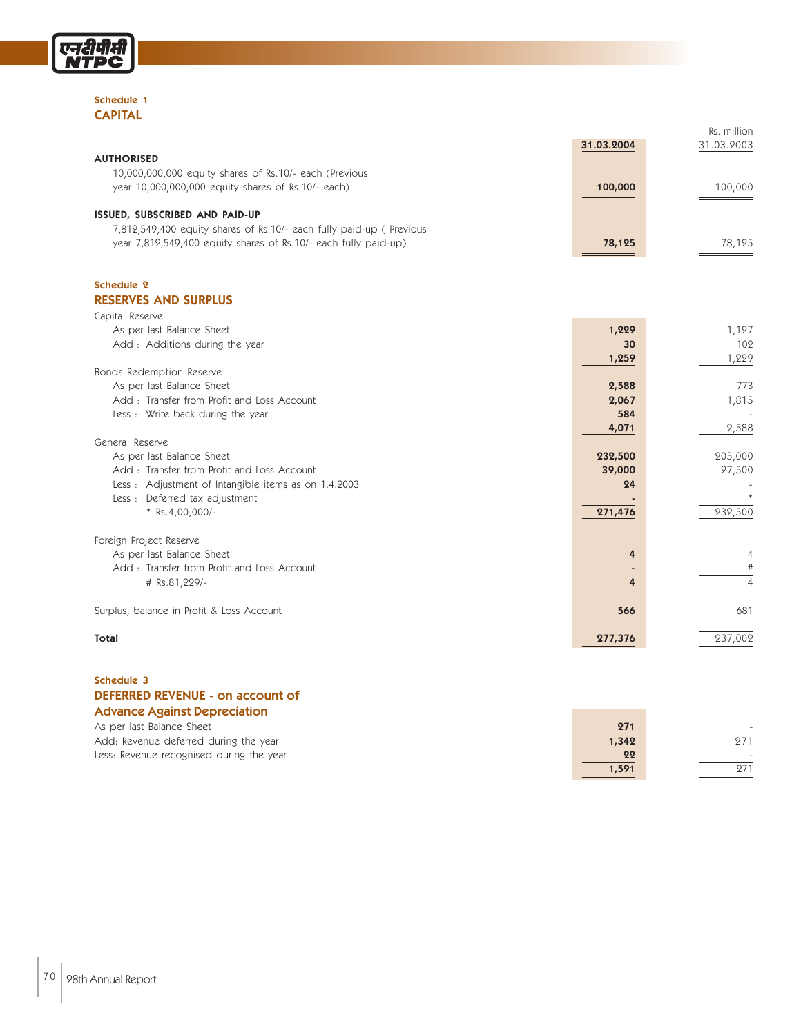### Schedule 1
## CAPITAL

Rs. million

| | 31.03.2004 | 31.03.2003 |
|---|---|---|
| **AUTHORISED** | | |
| 10,000,000,000 equity shares of Rs.10/- each (Previous year 10,000,000,000 equity shares of Rs.10/- each) | 100,000 | 100,000 |
| **ISSUED, SUBSCRIBED AND PAID-UP** | | |
| 7,812,549,400 equity shares of Rs.10/- each fully paid-up ( Previous year 7,812,549,400 equity shares of Rs.10/- each fully paid-up) | 78,125 | 78,125 |

### Schedule 2
## RESERVES AND SURPLUS

| | 31.03.2004 | 31.03.2003 |
|---|---|---|
| Capital Reserve | | |
| As per last Balance Sheet | 1,229 | 1,127 |
| Add : Additions during the year | 30 | 102 |
| | 1,259 | 1,229 |
| Bonds Redemption Reserve | | |
| As per last Balance Sheet | 2,588 | 773 |
| Add : Transfer from Profit and Loss Account | 2,067 | 1,815 |
| Less : Write back during the year | 584 | - |
| | 4,071 | 2,588 |
| General Reserve | | |
| As per last Balance Sheet | 232,500 | 205,000 |
| Add : Transfer from Profit and Loss Account | 39,000 | 27,500 |
| Less : Adjustment of Intangible items as on 1.4.2003 | 24 | - |
| Less : Deferred tax adjustment | - | * |
| * Rs.4,00,000/- | 271,476 | 232,500 |
| Foreign Project Reserve | | |
| As per last Balance Sheet | 4 | 4 |
| Add : Transfer from Profit and Loss Account | - | # |
| # Rs.81,229/- | 4 | 4 |
| Surplus, balance in Profit & Loss Account | 566 | 681 |
| **Total** | **277,376** | 237,002 |

### Schedule 3
## DEFERRED REVENUE - on account of Advance Against Depreciation

| | 31.03.2004 | 31.03.2003 |
|---|---|---|
| As per last Balance Sheet | 271 | - |
| Add: Revenue deferred during the year | 1,342 | 271 |
| Less: Revenue recognised during the year | 22 | - |
| | 1,591 | 271 |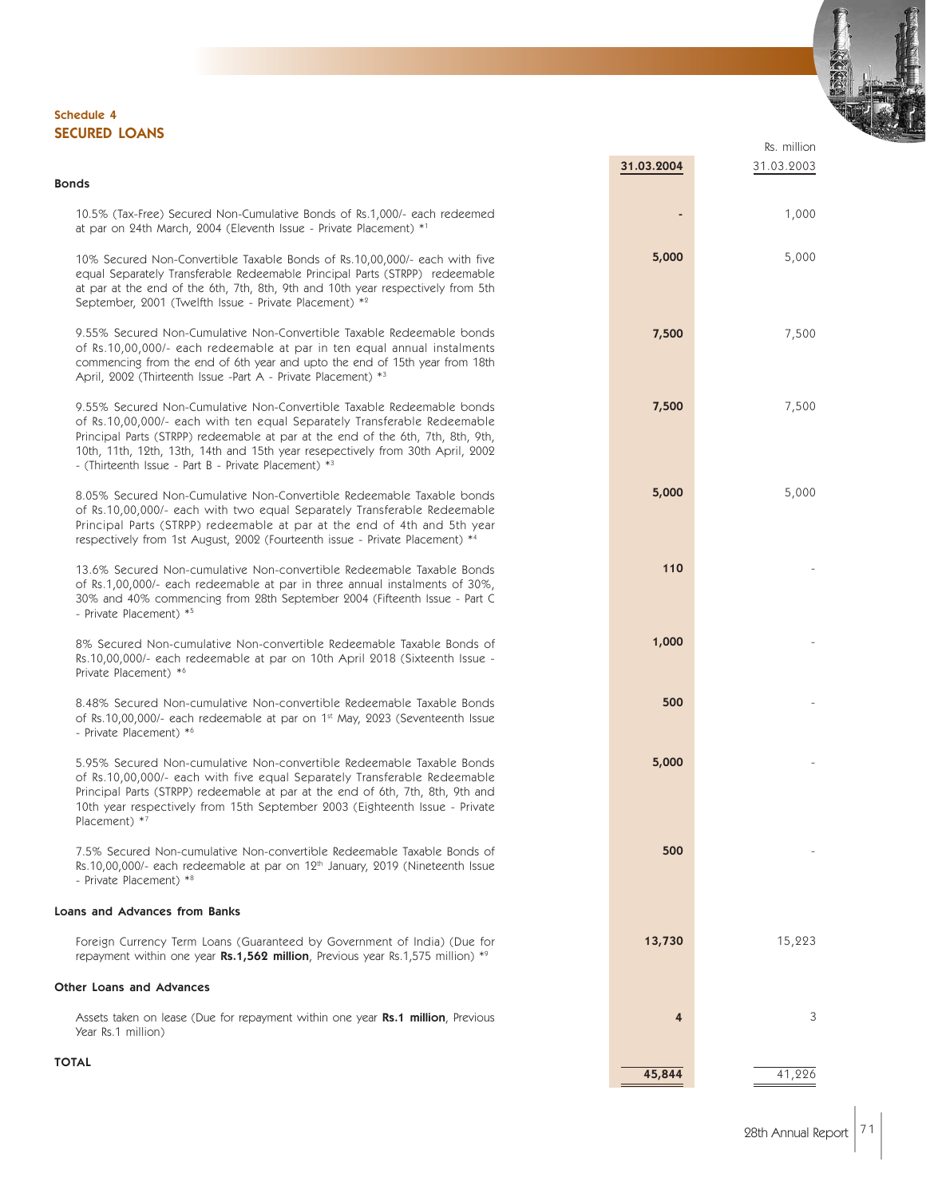### Schedule 4

## SECURED LOANS

| | 31.03.2004 | 31.03.2003 |
|---|---|---|
| | | Rs. million |
| **Bonds** | | |
| 10.5% (Tax-Free) Secured Non-Cumulative Bonds of Rs.1,000/- each redeemed at par on 24th March, 2004 (Eleventh Issue - Private Placement) *[1] | - | 1,000 |
| 10% Secured Non-Convertible Taxable Bonds of Rs.10,00,000/- each with five equal Separately Transferable Redeemable Principal Parts (STRPP) redeemable at par at the end of the 6th, 7th, 8th, 9th and 10th year respectively from 5th September, 2001 (Twelfth Issue - Private Placement) *[2] | **5,000** | 5,000 |
| 9.55% Secured Non-Cumulative Non-Convertible Taxable Redeemable bonds of Rs.10,00,000/- each redeemable at par in ten equal annual instalments commencing from the end of 6th year and upto the end of 15th year from 18th April, 2002 (Thirteenth Issue -Part A - Private Placement) *[3] | **7,500** | 7,500 |
| 9.55% Secured Non-Cumulative Non-Convertible Taxable Redeemable bonds of Rs.10,00,000/- each with ten equal Separately Transferable Redeemable Principal Parts (STRPP) redeemable at par at the end of the 6th, 7th, 8th, 9th, 10th, 11th, 12th, 13th, 14th and 15th year resepectively from 30th April, 2002 - (Thirteenth Issue - Part B - Private Placement) *[3] | **7,500** | 7,500 |
| 8.05% Secured Non-Cumulative Non-Convertible Redeemable Taxable bonds of Rs.10,00,000/- each with two equal Separately Transferable Redeemable Principal Parts (STRPP) redeemable at par at the end of 4th and 5th year respectively from 1st August, 2002 (Fourteenth issue - Private Placement) *[4] | **5,000** | 5,000 |
| 13.6% Secured Non-cumulative Non-convertible Redeemable Taxable Bonds of Rs.1,00,000/- each redeemable at par in three annual instalments of 30%, 30% and 40% commencing from 28th September 2004 (Fifteenth Issue - Part C - Private Placement) *[5] | **110** | - |
| 8% Secured Non-cumulative Non-convertible Redeemable Taxable Bonds of Rs.10,00,000/- each redeemable at par on 10th April 2018 (Sixteenth Issue - Private Placement) *[6] | **1,000** | - |
| 8.48% Secured Non-cumulative Non-convertible Redeemable Taxable Bonds of Rs.10,00,000/- each redeemable at par on 1st May, 2023 (Seventeenth Issue - Private Placement) *[6] | **500** | - |
| 5.95% Secured Non-cumulative Non-convertible Redeemable Taxable Bonds of Rs.10,00,000/- each with five equal Separately Transferable Redeemable Principal Parts (STRPP) redeemable at par at the end of 6th, 7th, 8th, 9th and 10th year respectively from 15th September 2003 (Eighteenth Issue - Private Placement) *[7] | **5,000** | - |
| 7.5% Secured Non-cumulative Non-convertible Redeemable Taxable Bonds of Rs.10,00,000/- each redeemable at par on 12th January, 2019 (Nineteenth Issue - Private Placement) *[8] | **500** | - |
| **Loans and Advances from Banks** | | |
| Foreign Currency Term Loans (Guaranteed by Government of India) (Due for repayment within one year **Rs.1,562 million**, Previous year Rs.1,575 million) *[9] | **13,730** | 15,223 |
| **Other Loans and Advances** | | |
| Assets taken on lease (Due for repayment within one year **Rs.1 million**, Previous Year Rs.1 million) | **4** | 3 |
| **TOTAL** | **45,844** | 41,226 |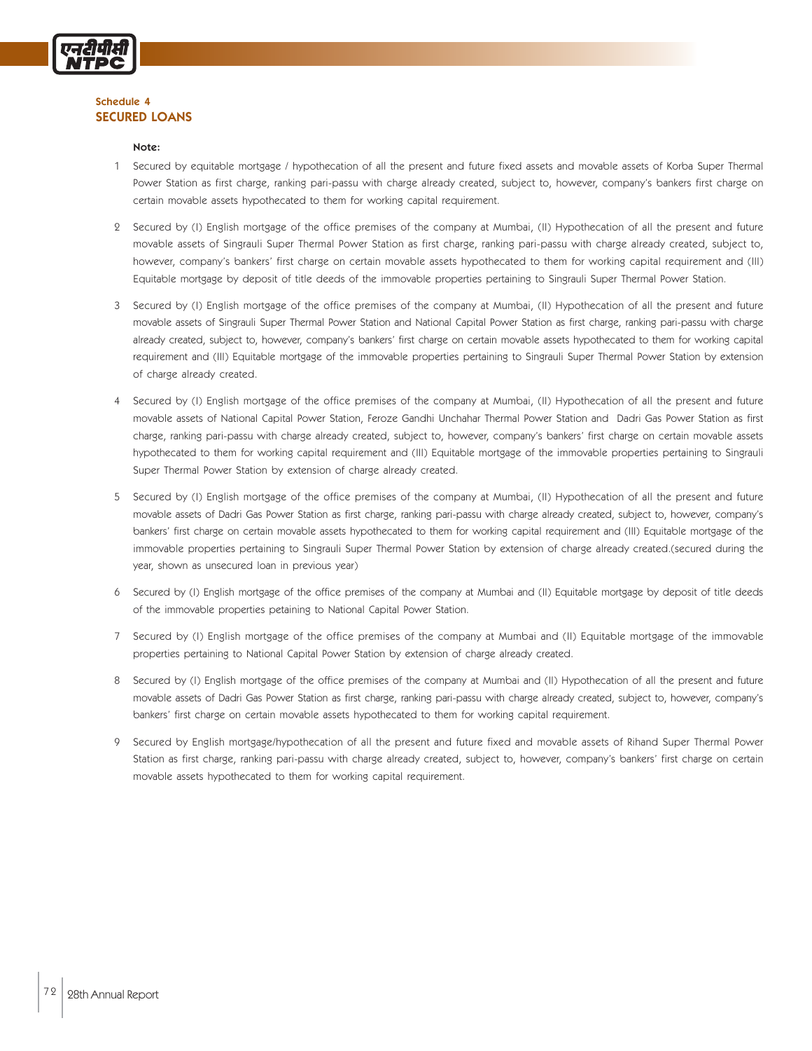### Schedule 4
## SECURED LOANS

**Note:**

1. Secured by equitable mortgage / hypothecation of all the present and future fixed assets and movable assets of Korba Super Thermal Power Station as first charge, ranking pari-passu with charge already created, subject to, however, company's bankers first charge on certain movable assets hypothecated to them for working capital requirement.

2. Secured by (I) English mortgage of the office premises of the company at Mumbai, (II) Hypothecation of all the present and future movable assets of Singrauli Super Thermal Power Station as first charge, ranking pari-passu with charge already created, subject to, however, company's bankers' first charge on certain movable assets hypothecated to them for working capital requirement and (III) Equitable mortgage by deposit of title deeds of the immovable properties pertaining to Singrauli Super Thermal Power Station.

3. Secured by (I) English mortgage of the office premises of the company at Mumbai, (II) Hypothecation of all the present and future movable assets of Singrauli Super Thermal Power Station and National Capital Power Station as first charge, ranking pari-passu with charge already created, subject to, however, company's bankers' first charge on certain movable assets hypothecated to them for working capital requirement and (III) Equitable mortgage of the immovable properties pertaining to Singrauli Super Thermal Power Station by extension of charge already created.

4. Secured by (I) English mortgage of the office premises of the company at Mumbai, (II) Hypothecation of all the present and future movable assets of National Capital Power Station, Feroze Gandhi Unchahar Thermal Power Station and Dadri Gas Power Station as first charge, ranking pari-passu with charge already created, subject to, however, company's bankers' first charge on certain movable assets hypothecated to them for working capital requirement and (III) Equitable mortgage of the immovable properties pertaining to Singrauli Super Thermal Power Station by extension of charge already created.

5. Secured by (I) English mortgage of the office premises of the company at Mumbai, (II) Hypothecation of all the present and future movable assets of Dadri Gas Power Station as first charge, ranking pari-passu with charge already created, subject to, however, company's bankers' first charge on certain movable assets hypothecated to them for working capital requirement and (III) Equitable mortgage of the immovable properties pertaining to Singrauli Super Thermal Power Station by extension of charge already created.(secured during the year, shown as unsecured loan in previous year)

6. Secured by (I) English mortgage of the office premises of the company at Mumbai and (II) Equitable mortgage by deposit of title deeds of the immovable properties petaining to National Capital Power Station.

7. Secured by (I) English mortgage of the office premises of the company at Mumbai and (II) Equitable mortgage of the immovable properties pertaining to National Capital Power Station by extension of charge already created.

8. Secured by (I) English mortgage of the office premises of the company at Mumbai and (II) Hypothecation of all the present and future movable assets of Dadri Gas Power Station as first charge, ranking pari-passu with charge already created, subject to, however, company's bankers' first charge on certain movable assets hypothecated to them for working capital requirement.

9. Secured by English mortgage/hypothecation of all the present and future fixed and movable assets of Rihand Super Thermal Power Station as first charge, ranking pari-passu with charge already created, subject to, however, company's bankers' first charge on certain movable assets hypothecated to them for working capital requirement.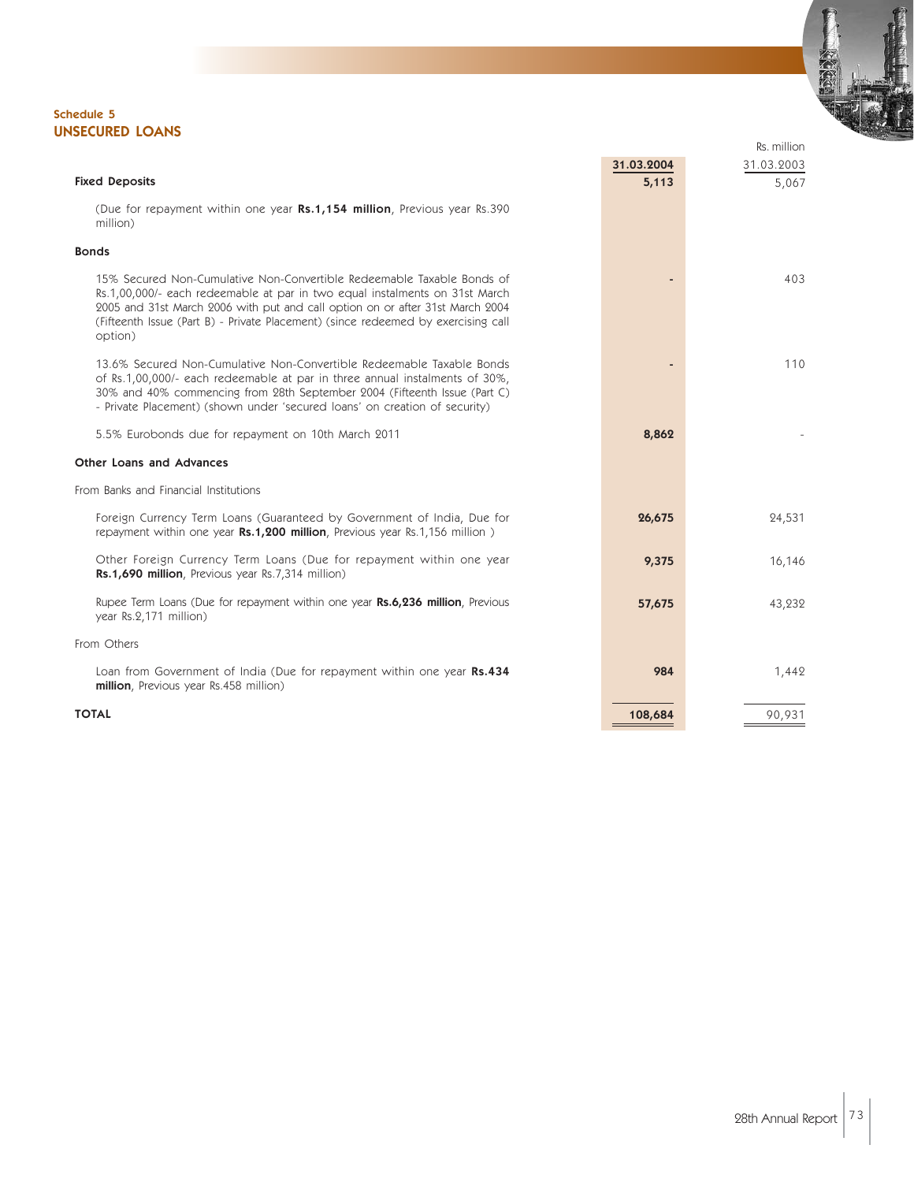**Schedule 5**

## UNSECURED LOANS

Rs. million

| | 31.03.2004 | 31.03.2003 |
|---|---|---|
| **Fixed Deposits** | **5,113** | 5,067 |
| (Due for repayment within one year **Rs.1,154 million**, Previous year Rs.390 million) | | |
| **Bonds** | | |
| 15% Secured Non-Cumulative Non-Convertible Redeemable Taxable Bonds of Rs.1,00,000/- each redeemable at par in two equal instalments on 31st March 2005 and 31st March 2006 with put and call option on or after 31st March 2004 (Fifteenth Issue (Part B) - Private Placement) (since redeemed by exercising call option) | - | 403 |
| 13.6% Secured Non-Cumulative Non-Convertible Redeemable Taxable Bonds of Rs.1,00,000/- each redeemable at par in three annual instalments of 30%, 30% and 40% commencing from 28th September 2004 (Fifteenth Issue (Part C) - Private Placement) (shown under 'secured loans' on creation of security) | - | 110 |
| 5.5% Eurobonds due for repayment on 10th March 2011 | **8,862** | - |
| **Other Loans and Advances** | | |
| From Banks and Financial Institutions | | |
| Foreign Currency Term Loans (Guaranteed by Government of India, Due for repayment within one year **Rs.1,200 million**, Previous year Rs.1,156 million ) | **26,675** | 24,531 |
| Other Foreign Currency Term Loans (Due for repayment within one year **Rs.1,690 million**, Previous year Rs.7,314 million) | **9,375** | 16,146 |
| Rupee Term Loans (Due for repayment within one year **Rs.6,236 million**, Previous year Rs.2,171 million) | **57,675** | 43,232 |
| From Others | | |
| Loan from Government of India (Due for repayment within one year **Rs.434 million**, Previous year Rs.458 million) | **984** | 1,442 |
| **TOTAL** | **108,684** | 90,931 |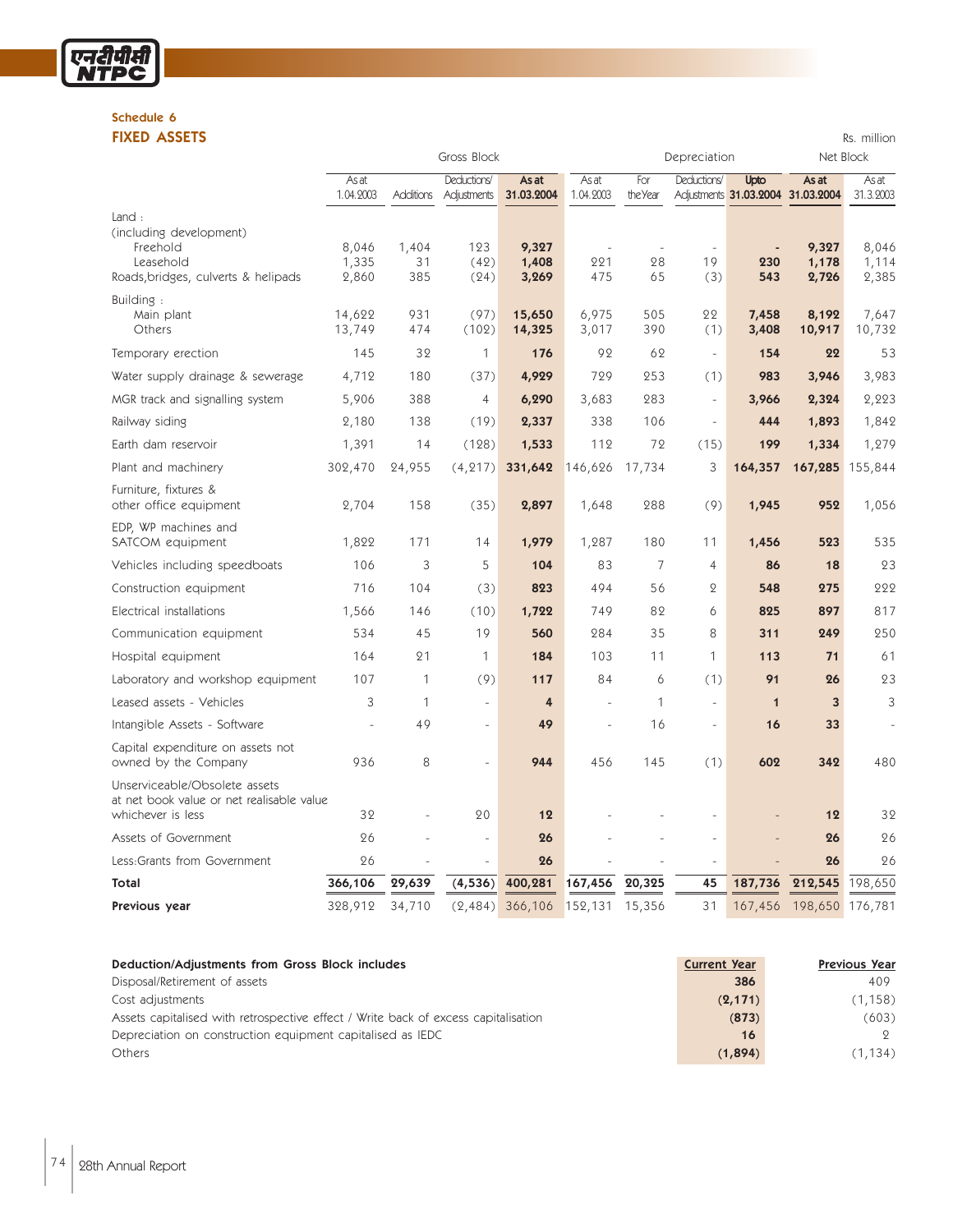## Schedule 6
## FIXED ASSETS

Rs. million

| | Gross Block | | | | Depreciation | | | | Net Block | |
|---|---|---|---|---|---|---|---|---|---|---|
| | As at 1.04.2003 | Additions | Deductions/ Adjustments | **As at 31.03.2004** | As at 1.04.2003 | For the Year | Deductions/ Adjustments | **Upto 31.03.2004** | **As at 31.03.2004** | As at 31.3.2003 |
| Land : (including development) | | | | | | | | | | |
| Freehold | 8,046 | 1,404 | 123 | **9,327** | - | - | - | **-** | **9,327** | 8,046 |
| Leasehold | 1,335 | 31 | (42) | **1,408** | 221 | 28 | 19 | **230** | **1,178** | 1,114 |
| Roads,bridges, culverts & helipads | 2,860 | 385 | (24) | **3,269** | 475 | 65 | (3) | **543** | **2,726** | 2,385 |
| Building : | | | | | | | | | | |
| Main plant | 14,622 | 931 | (97) | **15,650** | 6,975 | 505 | 22 | **7,458** | **8,192** | 7,647 |
| Others | 13,749 | 474 | (102) | **14,325** | 3,017 | 390 | (1) | **3,408** | **10,917** | 10,732 |
| Temporary erection | 145 | 32 | 1 | **176** | 92 | 62 | - | **154** | **22** | 53 |
| Water supply drainage & sewerage | 4,712 | 180 | (37) | **4,929** | 729 | 253 | (1) | **983** | **3,946** | 3,983 |
| MGR track and signalling system | 5,906 | 388 | 4 | **6,290** | 3,683 | 283 | - | **3,966** | **2,324** | 2,223 |
| Railway siding | 2,180 | 138 | (19) | **2,337** | 338 | 106 | - | **444** | **1,893** | 1,842 |
| Earth dam reservoir | 1,391 | 14 | (128) | **1,533** | 112 | 72 | (15) | **199** | **1,334** | 1,279 |
| Plant and machinery | 302,470 | 24,955 | (4,217) | **331,642** | 146,626 | 17,734 | 3 | **164,357** | **167,285** | 155,844 |
| Furniture, fixtures & other office equipment | 2,704 | 158 | (35) | **2,897** | 1,648 | 288 | (9) | **1,945** | **952** | 1,056 |
| EDP, WP machines and SATCOM equipment | 1,822 | 171 | 14 | **1,979** | 1,287 | 180 | 11 | **1,456** | **523** | 535 |
| Vehicles including speedboats | 106 | 3 | 5 | **104** | 83 | 7 | 4 | **86** | **18** | 23 |
| Construction equipment | 716 | 104 | (3) | **823** | 494 | 56 | 2 | **548** | **275** | 222 |
| Electrical installations | 1,566 | 146 | (10) | **1,722** | 749 | 82 | 6 | **825** | **897** | 817 |
| Communication equipment | 534 | 45 | 19 | **560** | 284 | 35 | 8 | **311** | **249** | 250 |
| Hospital equipment | 164 | 21 | 1 | **184** | 103 | 11 | 1 | **113** | **71** | 61 |
| Laboratory and workshop equipment | 107 | 1 | (9) | **117** | 84 | 6 | (1) | **91** | **26** | 23 |
| Leased assets - Vehicles | 3 | 1 | - | **4** | - | 1 | - | **1** | **3** | 3 |
| Intangible Assets - Software | - | 49 | - | **49** | - | 16 | - | **16** | **33** | - |
| Capital expenditure on assets not owned by the Company | 936 | 8 | - | **944** | 456 | 145 | (1) | **602** | **342** | 480 |
| Unserviceable/Obsolete assets at net book value or net realisable value whichever is less | 32 | - | 20 | **12** | - | - | - | **-** | **12** | 32 |
| Assets of Government | 26 | - | - | **26** | - | - | - | **-** | **26** | 26 |
| Less:Grants from Government | 26 | - | - | **26** | - | - | - | **-** | **26** | 26 |
| **Total** | **366,106** | **29,639** | **(4,536)** | **400,281** | **167,456** | **20,325** | **45** | **187,736** | **212,545** | 198,650 |
| **Previous year** | 328,912 | 34,710 | (2,484) | 366,106 | 152,131 | 15,356 | 31 | 167,456 | 198,650 | 176,781 |

| **Deduction/Adjustments from Gross Block includes** | **Current Year** | **Previous Year** |
|---|---|---|
| Disposal/Retirement of assets | **386** | 409 |
| Cost adjustments | **(2,171)** | (1,158) |
| Assets capitalised with retrospective effect / Write back of excess capitalisation | **(873)** | (603) |
| Depreciation on construction equipment capitalised as IEDC | **16** | 2 |
| Others | **(1,894)** | (1,134) |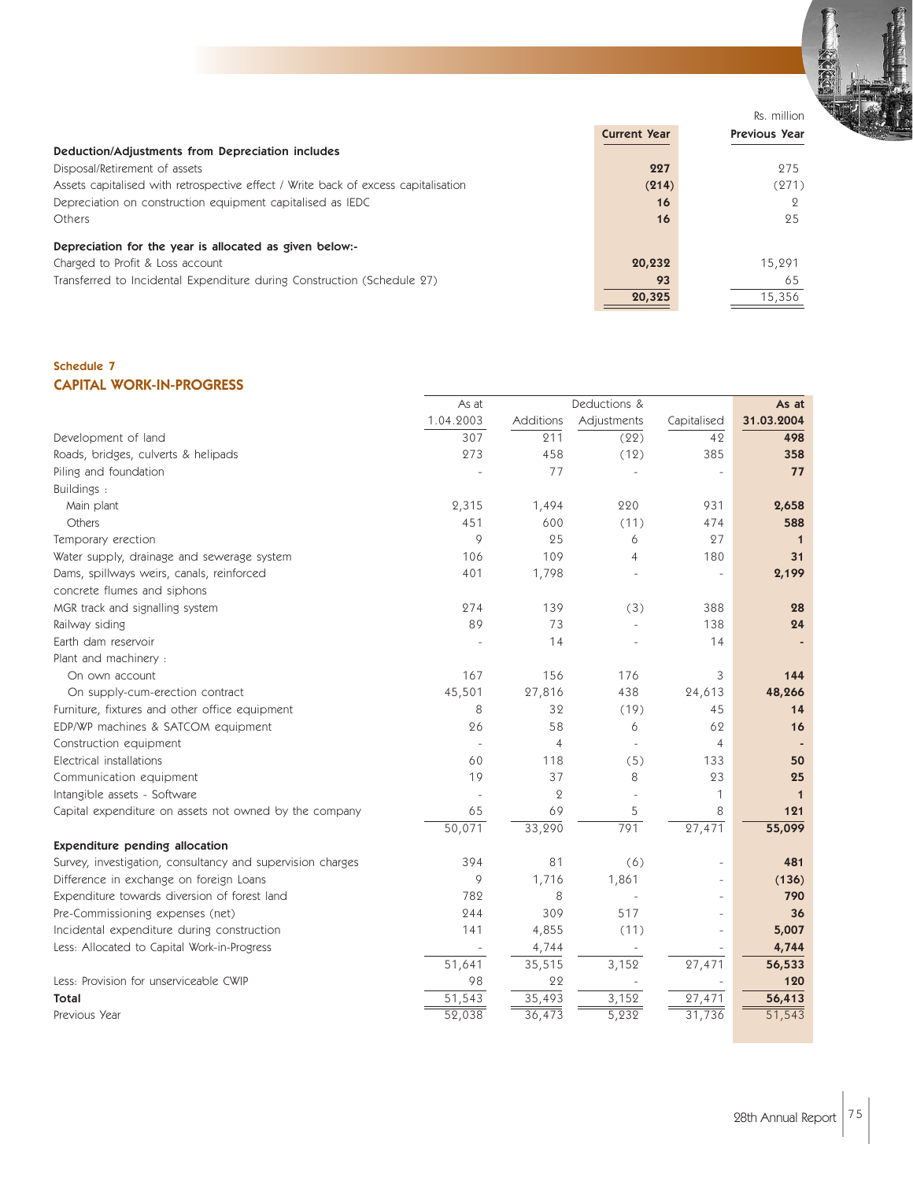Rs. million

| | Current Year | Previous Year |
|---|---|---|
| **Deduction/Adjustments from Depreciation includes** | | |
| Disposal/Retirement of assets | **227** | 275 |
| Assets capitalised with retrospective effect / Write back of excess capitalisation | **(214)** | (271) |
| Depreciation on construction equipment capitalised as IEDC | **16** | 2 |
| Others | **16** | 25 |
| **Depreciation for the year is allocated as given below:-** | | |
| Charged to Profit & Loss account | **20,232** | 15,291 |
| Transferred to Incidental Expenditure during Construction (Schedule 27) | **93** | 65 |
| | **20,325** | 15,356 |

### Schedule 7

## CAPITAL WORK-IN-PROGRESS

| | As at 1.04.2003 | Additions | Deductions & Adjustments | Capitalised | As at 31.03.2004 |
|---|---|---|---|---|---|
| Development of land | 307 | 211 | (22) | 42 | **498** |
| Roads, bridges, culverts & helipads | 273 | 458 | (12) | 385 | **358** |
| Piling and foundation | - | 77 | - | - | **77** |
| Buildings : | | | | | |
| Main plant | 2,315 | 1,494 | 220 | 931 | **2,658** |
| Others | 451 | 600 | (11) | 474 | **588** |
| Temporary erection | 9 | 25 | 6 | 27 | **1** |
| Water supply, drainage and sewerage system | 106 | 109 | 4 | 180 | **31** |
| Dams, spillways weirs, canals, reinforced concrete flumes and siphons | 401 | 1,798 | - | - | **2,199** |
| MGR track and signalling system | 274 | 139 | (3) | 388 | **28** |
| Railway siding | 89 | 73 | - | 138 | **24** |
| Earth dam reservoir | - | 14 | - | 14 | **-** |
| Plant and machinery : | | | | | |
| On own account | 167 | 156 | 176 | 3 | **144** |
| On supply-cum-erection contract | 45,501 | 27,816 | 438 | 24,613 | **48,266** |
| Furniture, fixtures and other office equipment | 8 | 32 | (19) | 45 | **14** |
| EDP/WP machines & SATCOM equipment | 26 | 58 | 6 | 62 | **16** |
| Construction equipment | - | 4 | - | 4 | **-** |
| Electrical installations | 60 | 118 | (5) | 133 | **50** |
| Communication equipment | 19 | 37 | 8 | 23 | **25** |
| Intangible assets - Software | - | 2 | - | 1 | **1** |
| Capital expenditure on assets not owned by the company | 65 | 69 | 5 | 8 | **121** |
| | 50,071 | 33,290 | 791 | 27,471 | **55,099** |
| **Expenditure pending allocation** | | | | | |
| Survey, investigation, consultancy and supervision charges | 394 | 81 | (6) | - | **481** |
| Difference in exchange on foreign Loans | 9 | 1,716 | 1,861 | - | **(136)** |
| Expenditure towards diversion of forest land | 782 | 8 | - | - | **790** |
| Pre-Commissioning expenses (net) | 244 | 309 | 517 | - | **36** |
| Incidental expenditure during construction | 141 | 4,855 | (11) | - | **5,007** |
| Less: Allocated to Capital Work-in-Progress | - | 4,744 | - | - | **4,744** |
| | 51,641 | 35,515 | 3,152 | 27,471 | **56,533** |
| Less: Provision for unserviceable CWIP | 98 | 22 | - | - | **120** |
| **Total** | 51,543 | 35,493 | 3,152 | 27,471 | **56,413** |
| Previous Year | 52,038 | 36,473 | 5,232 | 31,736 | 51,543 |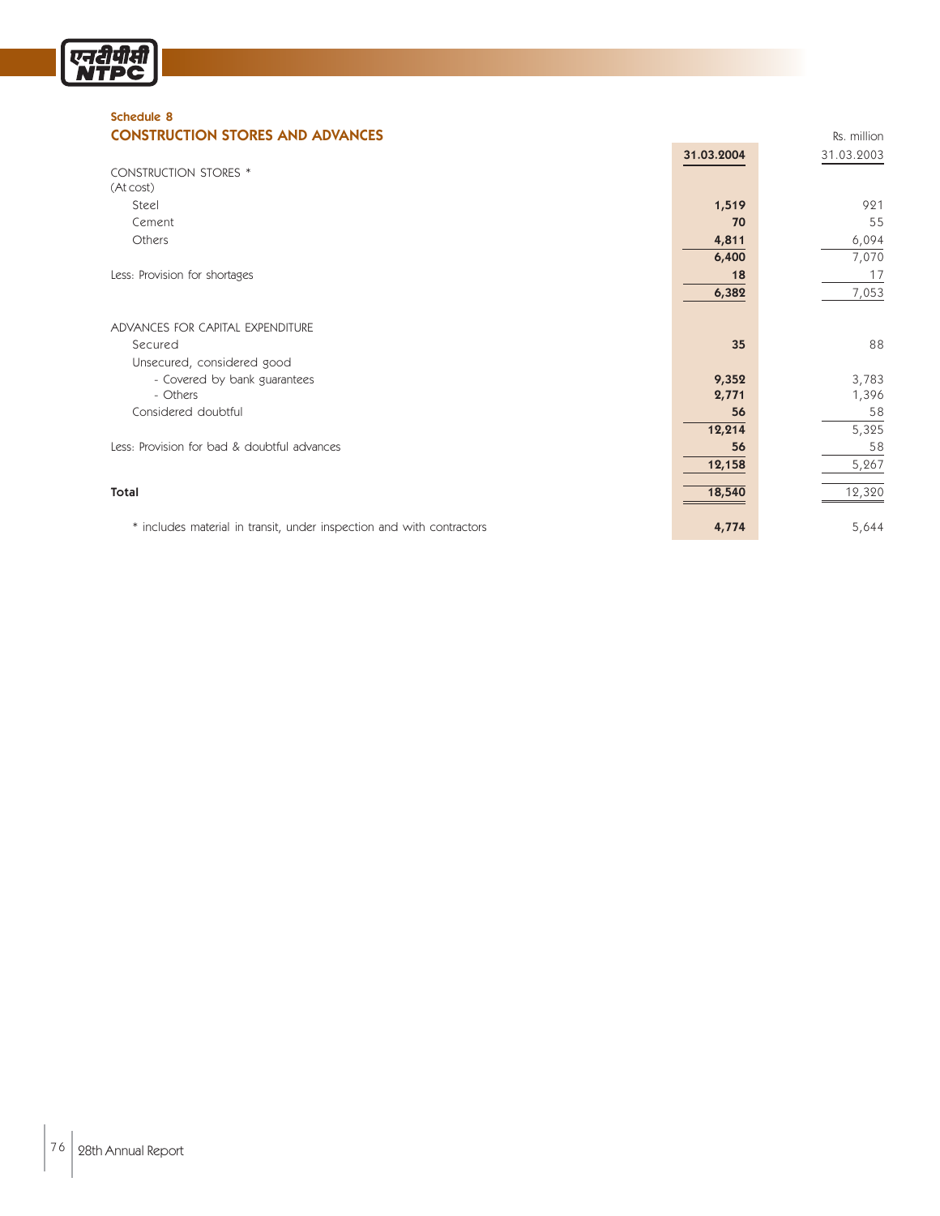### Schedule 8

## CONSTRUCTION STORES AND ADVANCES

Rs. million

| | 31.03.2004 | 31.03.2003 |
|---|---|---|
| CONSTRUCTION STORES * | | |
| (At cost) | | |
| Steel | **1,519** | 921 |
| Cement | **70** | 55 |
| Others | **4,811** | 6,094 |
| | **6,400** | 7,070 |
| Less: Provision for shortages | **18** | 17 |
| | **6,382** | 7,053 |
| ADVANCES FOR CAPITAL EXPENDITURE | | |
| Secured | **35** | 88 |
| Unsecured, considered good | | |
| - Covered by bank guarantees | **9,352** | 3,783 |
| - Others | **2,771** | 1,396 |
| Considered doubtful | **56** | 58 |
| | **12,214** | 5,325 |
| Less: Provision for bad & doubtful advances | **56** | 58 |
| | **12,158** | 5,267 |
| **Total** | **18,540** | 12,320 |
| * includes material in transit, under inspection and with contractors | **4,774** | 5,644 |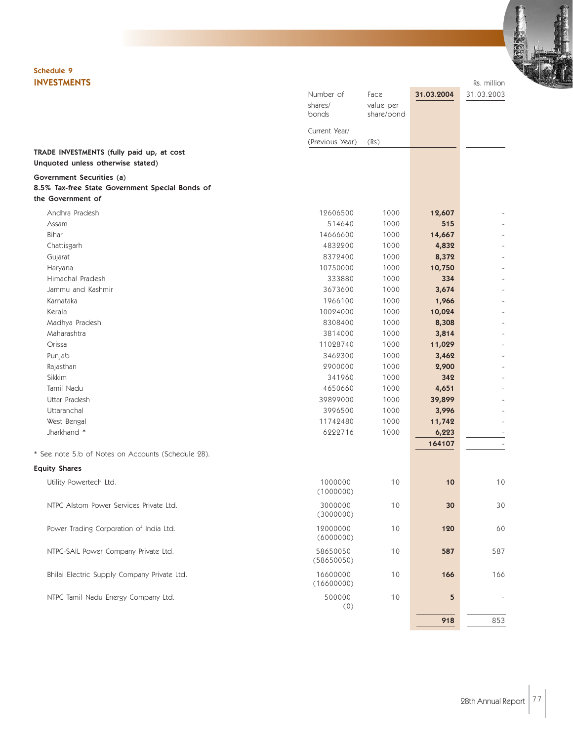## Schedule 9

## INVESTMENTS

Rs. million

| | Number of shares/ bonds Current Year/ (Previous Year) | Face value per share/bond (Rs) | 31.03.2004 | 31.03.2003 |
|---|---|---|---|---|
| **TRADE INVESTMENTS (fully paid up, at cost Unquoted unless otherwise stated)** | | | | |
| **Government Securities (a)** | | | | |
| **8.5% Tax-free State Government Special Bonds of the Government of** | | | | |
| Andhra Pradesh | 12606500 | 1000 | **12,607** | - |
| Assam | 514640 | 1000 | **515** | - |
| Bihar | 14666600 | 1000 | **14,667** | - |
| Chattisgarh | 4832200 | 1000 | **4,832** | - |
| Gujarat | 8372400 | 1000 | **8,372** | - |
| Haryana | 10750000 | 1000 | **10,750** | - |
| Himachal Pradesh | 333880 | 1000 | **334** | - |
| Jammu and Kashmir | 3673600 | 1000 | **3,674** | - |
| Karnataka | 1966100 | 1000 | **1,966** | - |
| Kerala | 10024000 | 1000 | **10,024** | - |
| Madhya Pradesh | 8308400 | 1000 | **8,308** | - |
| Maharashtra | 3814000 | 1000 | **3,814** | - |
| Orissa | 11028740 | 1000 | **11,029** | - |
| Punjab | 3462300 | 1000 | **3,462** | - |
| Rajasthan | 2900000 | 1000 | **2,900** | - |
| Sikkim | 341960 | 1000 | **342** | - |
| Tamil Nadu | 4650660 | 1000 | **4,651** | - |
| Uttar Pradesh | 39899000 | 1000 | **39,899** | - |
| Uttaranchal | 3996500 | 1000 | **3,996** | - |
| West Bengal | 11742480 | 1000 | **11,742** | - |
| Jharkhand * | 6222716 | 1000 | **6,223** | - |
| | | | **164107** | - |
| * See note 5.b of Notes on Accounts (Schedule 28). | | | | |
| **Equity Shares** | | | | |
| Utility Powertech Ltd. | 1000000 (1000000) | 10 | **10** | 10 |
| NTPC Alstom Power Services Private Ltd. | 3000000 (3000000) | 10 | **30** | 30 |
| Power Trading Corporation of India Ltd. | 12000000 (6000000) | 10 | **120** | 60 |
| NTPC-SAIL Power Company Private Ltd. | 58650050 (58650050) | 10 | **587** | 587 |
| Bhilai Electric Supply Company Private Ltd. | 16600000 (16600000) | 10 | **166** | 166 |
| NTPC Tamil Nadu Energy Company Ltd. | 500000 (0) | 10 | **5** | - |
| | | | **918** | 853 |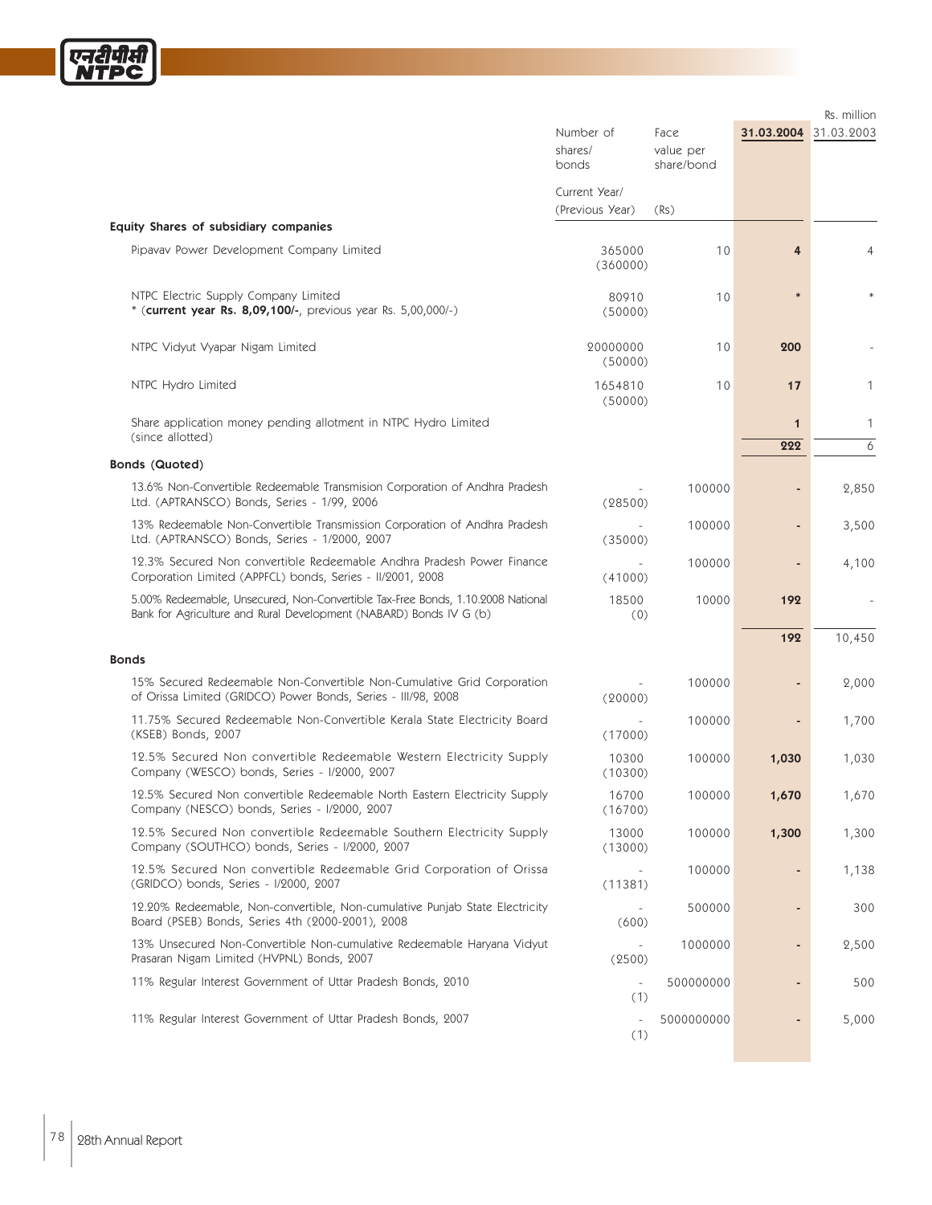| | Number of shares/ bonds | Face value per share/bond | 31.03.2004 | Rs. million 31.03.2003 |
|---|---|---|---|---|
| | Current Year/ (Previous Year) | (Rs) | | |
| **Equity Shares of subsidiary companies** | | | | |
| Pipavav Power Development Company Limited | 365000 (360000) | 10 | **4** | 4 |
| NTPC Electric Supply Company Limited * (**current year Rs. 8,09,100/-**, previous year Rs. 5,00,000/-) | 80910 (50000) | 10 | * | * |
| NTPC Vidyut Vyapar Nigam Limited | 20000000 (50000) | 10 | **200** | - |
| NTPC Hydro Limited | 1654810 (50000) | 10 | **17** | 1 |
| Share application money pending allotment in NTPC Hydro Limited (since allotted) | | | **1** | 1 |
| | | | **222** | 6 |
| **Bonds (Quoted)** | | | | |
| 13.6% Non-Convertible Redeemable Transmision Corporation of Andhra Pradesh Ltd. (APTRANSCO) Bonds, Series - 1/99, 2006 | - (28500) | 100000 | - | 2,850 |
| 13% Redeemable Non-Convertible Transmission Corporation of Andhra Pradesh Ltd. (APTRANSCO) Bonds, Series - 1/2000, 2007 | - (35000) | 100000 | - | 3,500 |
| 12.3% Secured Non convertible Redeemable Andhra Pradesh Power Finance Corporation Limited (APPFCL) bonds, Series - II/2001, 2008 | - (41000) | 100000 | - | 4,100 |
| 5.00% Redeemable, Unsecured, Non-Convertible Tax-Free Bonds, 1.10.2008 National Bank for Agriculture and Rural Development (NABARD) Bonds IV G (b) | 18500 (0) | 10000 | **192** | - |
| | | | **192** | 10,450 |
| **Bonds** | | | | |
| 15% Secured Redeemable Non-Convertible Non-Cumulative Grid Corporation of Orissa Limited (GRIDCO) Power Bonds, Series - III/98, 2008 | - (20000) | 100000 | - | 2,000 |
| 11.75% Secured Redeemable Non-Convertible Kerala State Electricity Board (KSEB) Bonds, 2007 | - (17000) | 100000 | - | 1,700 |
| 12.5% Secured Non convertible Redeemable Western Electricity Supply Company (WESCO) bonds, Series - I/2000, 2007 | 10300 (10300) | 100000 | **1,030** | 1,030 |
| 12.5% Secured Non convertible Redeemable North Eastern Electricity Supply Company (NESCO) bonds, Series - I/2000, 2007 | 16700 (16700) | 100000 | **1,670** | 1,670 |
| 12.5% Secured Non convertible Redeemable Southern Electricity Supply Company (SOUTHCO) bonds, Series - I/2000, 2007 | 13000 (13000) | 100000 | **1,300** | 1,300 |
| 12.5% Secured Non convertible Redeemable Grid Corporation of Orissa (GRIDCO) bonds, Series - I/2000, 2007 | - (11381) | 100000 | - | 1,138 |
| 12.20% Redeemable, Non-convertible, Non-cumulative Punjab State Electricity Board (PSEB) Bonds, Series 4th (2000-2001), 2008 | - (600) | 500000 | - | 300 |
| 13% Unsecured Non-Convertible Non-cumulative Redeemable Haryana Vidyut Prasaran Nigam Limited (HVPNL) Bonds, 2007 | - (2500) | 1000000 | - | 2,500 |
| 11% Regular Interest Government of Uttar Pradesh Bonds, 2010 | - (1) | 500000000 | - | 500 |
| 11% Regular Interest Government of Uttar Pradesh Bonds, 2007 | - (1) | 5000000000 | - | 5,000 |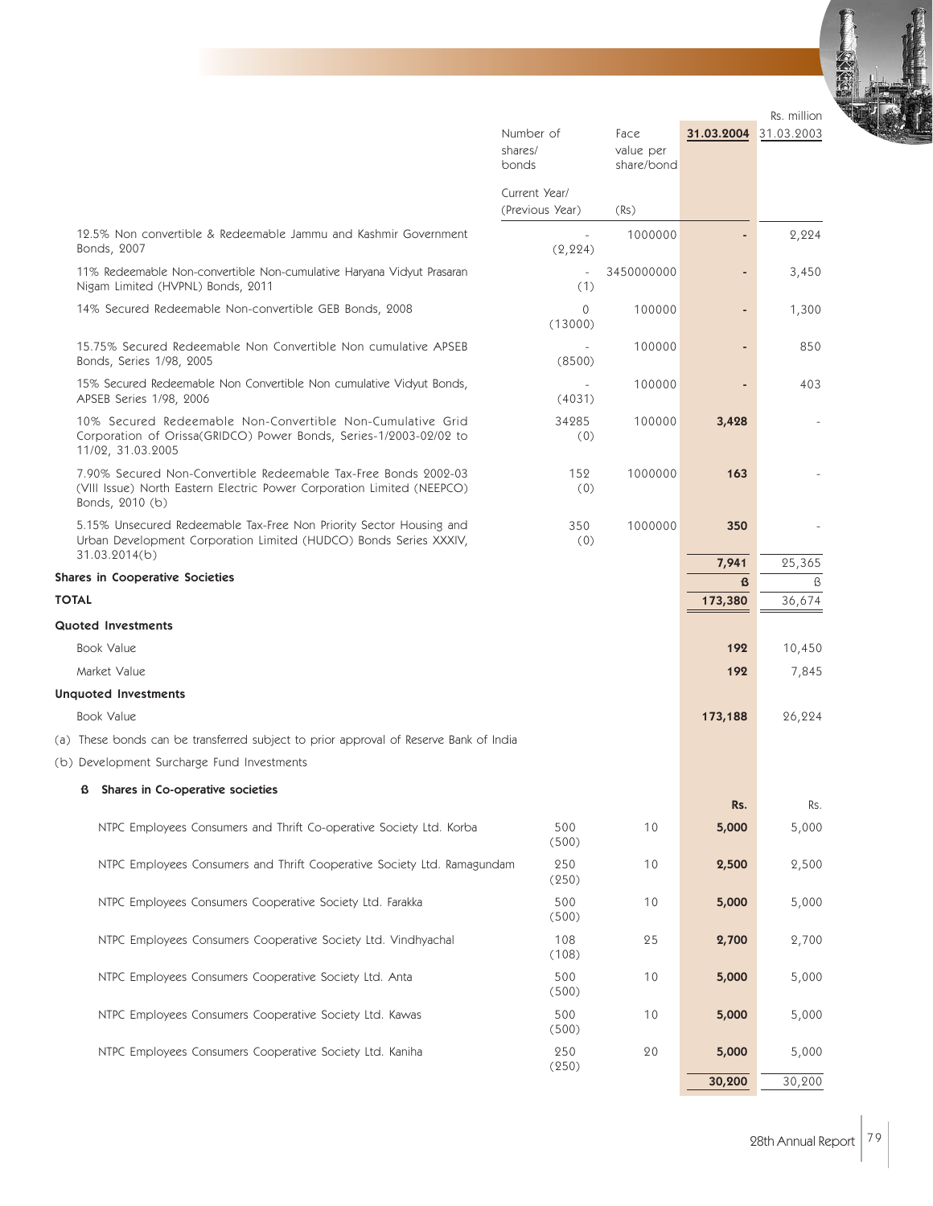| | Number of shares/ bonds | Face value per share/bond | 31.03.2004 | 31.03.2003 |
|---|---|---|---|---|
| | Current Year/ (Previous Year) | (Rs) | | Rs. million |
| 12.5% Non convertible & Redeemable Jammu and Kashmir Government Bonds, 2007 | - (2,224) | 1000000 | - | 2,224 |
| 11% Redeemable Non-convertible Non-cumulative Haryana Vidyut Prasaran Nigam Limited (HVPNL) Bonds, 2011 | - (1) | 3450000000 | - | 3,450 |
| 14% Secured Redeemable Non-convertible GEB Bonds, 2008 | 0 (13000) | 100000 | - | 1,300 |
| 15.75% Secured Redeemable Non Convertible Non cumulative APSEB Bonds, Series 1/98, 2005 | - (8500) | 100000 | - | 850 |
| 15% Secured Redeemable Non Convertible Non cumulative Vidyut Bonds, APSEB Series 1/98, 2006 | - (4031) | 100000 | - | 403 |
| 10% Secured Redeemable Non-Convertible Non-Cumulative Grid Corporation of Orissa(GRIDCO) Power Bonds, Series-1/2003-02/02 to 11/02, 31.03.2005 | 34285 (0) | 100000 | **3,428** | - |
| 7.90% Secured Non-Convertible Redeemable Tax-Free Bonds 2002-03 (VIII Issue) North Eastern Electric Power Corporation Limited (NEEPCO) Bonds, 2010 (b) | 152 (0) | 1000000 | **163** | - |
| 5.15% Unsecured Redeemable Tax-Free Non Priority Sector Housing and Urban Development Corporation Limited (HUDCO) Bonds Series XXXIV, 31.03.2014(b) | 350 (0) | 1000000 | **350** | - |
| | | | **7,941** | 25,365 |
| **Shares in Cooperative Societies** | | | **ß** | ß |
| **TOTAL** | | | **173,380** | 36,674 |
| **Quoted Investments** | | | | |
| Book Value | | | **192** | 10,450 |
| Market Value | | | **192** | 7,845 |
| **Unquoted Investments** | | | | |
| Book Value | | | **173,188** | 26,224 |

(a) These bonds can be transferred subject to prior approval of Reserve Bank of India

(b) Development Surcharge Fund Investments

**ß Shares in Co-operative societies**

| | Number of shares | Face value | Rs. | Rs. |
|---|---|---|---|---|
| NTPC Employees Consumers and Thrift Co-operative Society Ltd. Korba | 500 (500) | 10 | **5,000** | 5,000 |
| NTPC Employees Consumers and Thrift Cooperative Society Ltd. Ramagundam | 250 (250) | 10 | **2,500** | 2,500 |
| NTPC Employees Consumers Cooperative Society Ltd. Farakka | 500 (500) | 10 | **5,000** | 5,000 |
| NTPC Employees Consumers Cooperative Society Ltd. Vindhyachal | 108 (108) | 25 | **2,700** | 2,700 |
| NTPC Employees Consumers Cooperative Society Ltd. Anta | 500 (500) | 10 | **5,000** | 5,000 |
| NTPC Employees Consumers Cooperative Society Ltd. Kawas | 500 (500) | 10 | **5,000** | 5,000 |
| NTPC Employees Consumers Cooperative Society Ltd. Kaniha | 250 (250) | 20 | **5,000** | 5,000 |
| | | | **30,200** | 30,200 |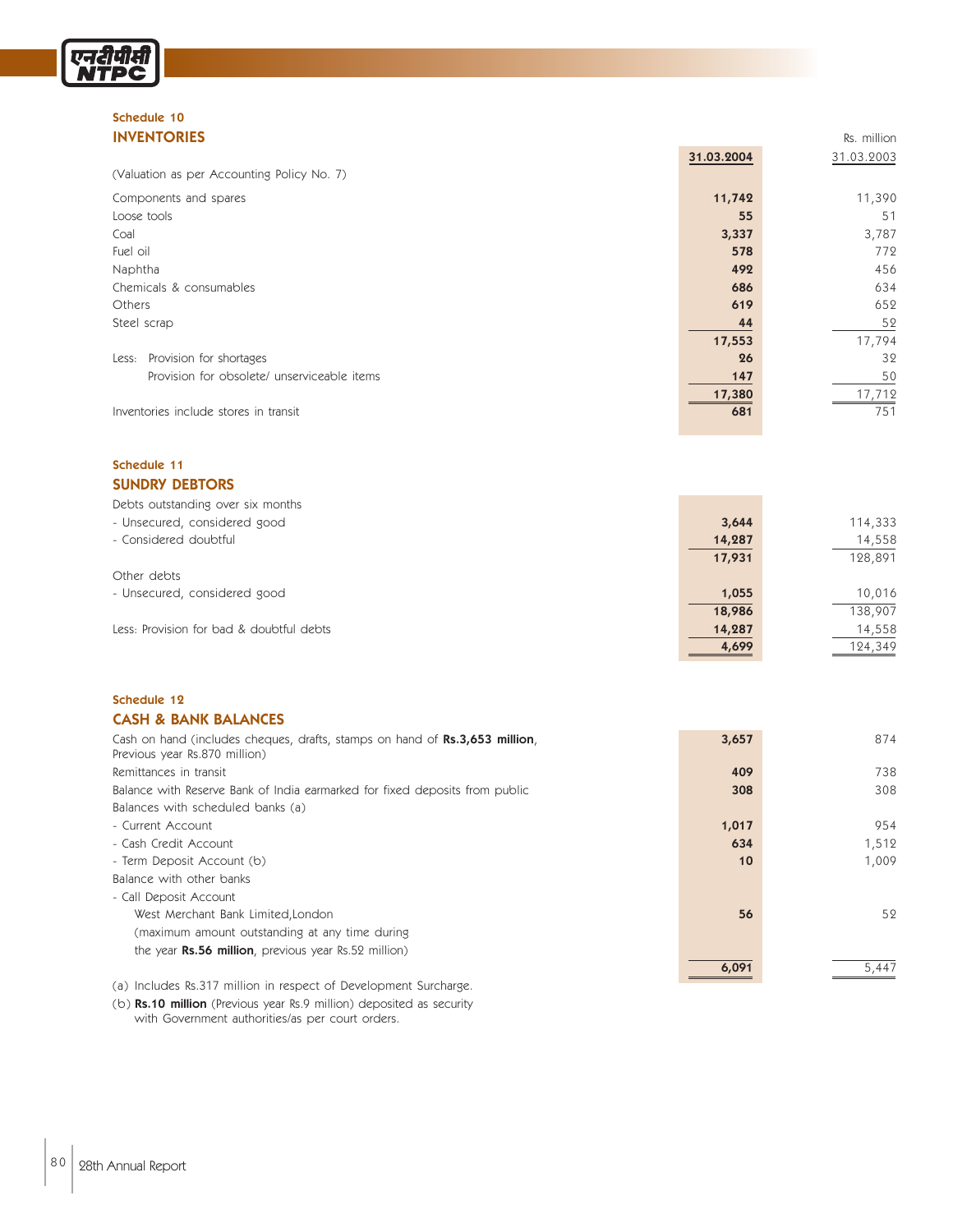### Schedule 10

## INVENTORIES

Rs. million

| | 31.03.2004 | 31.03.2003 |
|---|---|---|
| (Valuation as per Accounting Policy No. 7) | | |
| Components and spares | **11,742** | 11,390 |
| Loose tools | **55** | 51 |
| Coal | **3,337** | 3,787 |
| Fuel oil | **578** | 772 |
| Naphtha | **492** | 456 |
| Chemicals & consumables | **686** | 634 |
| Others | **619** | 652 |
| Steel scrap | **44** | 52 |
| | **17,553** | 17,794 |
| Less: Provision for shortages | **26** | 32 |
| Provision for obsolete/ unserviceable items | **147** | 50 |
| | **17,380** | 17,712 |
| Inventories include stores in transit | **681** | 751 |

### Schedule 11

## SUNDRY DEBTORS

| | 31.03.2004 | 31.03.2003 |
|---|---|---|
| Debts outstanding over six months | | |
| - Unsecured, considered good | **3,644** | 114,333 |
| - Considered doubtful | **14,287** | 14,558 |
| | **17,931** | 128,891 |
| Other debts | | |
| - Unsecured, considered good | **1,055** | 10,016 |
| | **18,986** | 138,907 |
| Less: Provision for bad & doubtful debts | **14,287** | 14,558 |
| | **4,699** | 124,349 |

### Schedule 12

## CASH & BANK BALANCES

| | 31.03.2004 | 31.03.2003 |
|---|---|---|
| Cash on hand (includes cheques, drafts, stamps on hand of **Rs.3,653 million**, Previous year Rs.870 million) | **3,657** | 874 |
| Remittances in transit | **409** | 738 |
| Balance with Reserve Bank of India earmarked for fixed deposits from public | **308** | 308 |
| Balances with scheduled banks (a) | | |
| - Current Account | **1,017** | 954 |
| - Cash Credit Account | **634** | 1,512 |
| - Term Deposit Account (b) | **10** | 1,009 |
| Balance with other banks | | |
| - Call Deposit Account | | |
| West Merchant Bank Limited, London (maximum amount outstanding at any time during the year **Rs.56 million**, previous year Rs.52 million) | **56** | 52 |
| | **6,091** | 5,447 |

(a) Includes Rs.317 million in respect of Development Surcharge.

(b) **Rs.10 million** (Previous year Rs.9 million) deposited as security with Government authorities/as per court orders.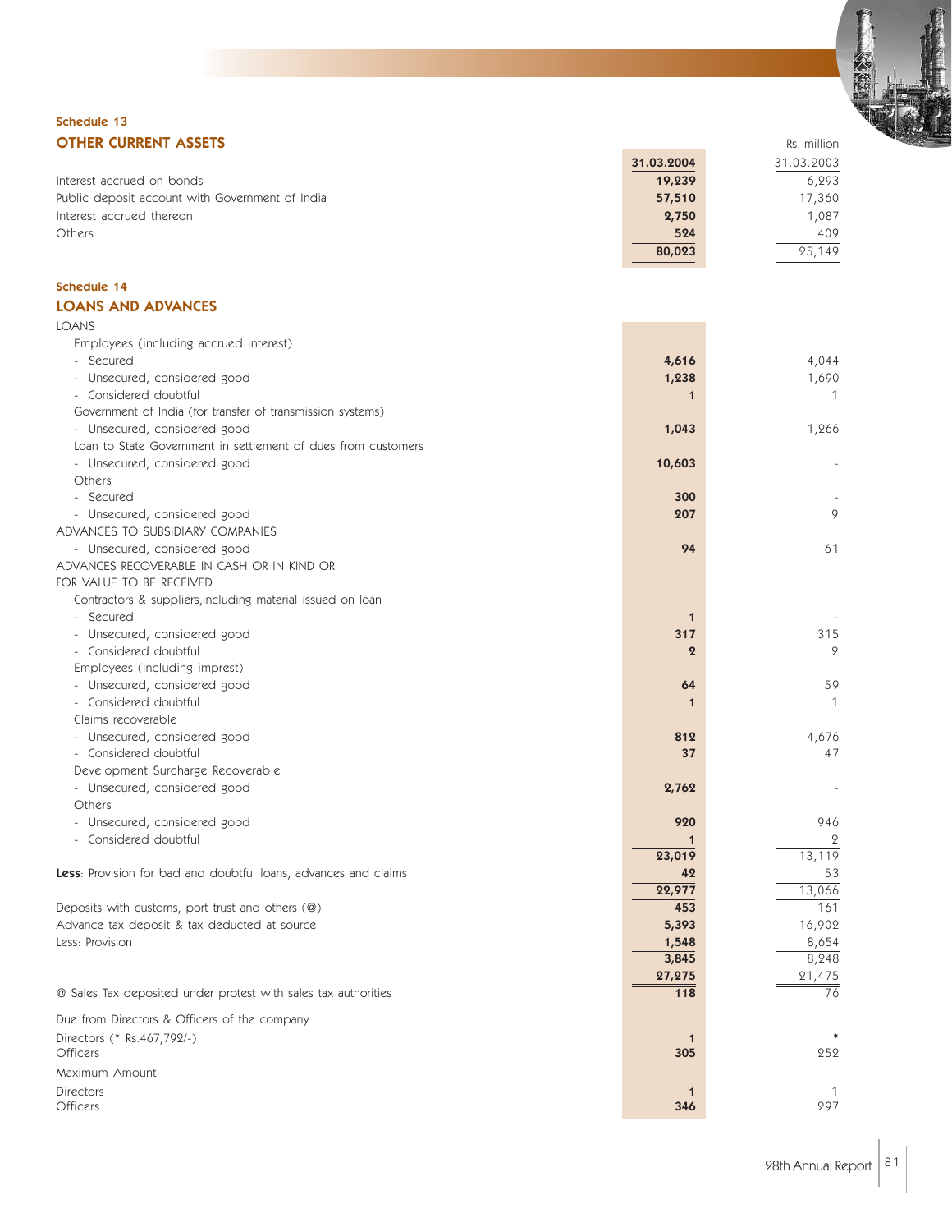## Schedule 13

## OTHER CURRENT ASSETS

Rs. million

| | 31.03.2004 | 31.03.2003 |
|---|---|---|
| Interest accrued on bonds | 19,239 | 6,293 |
| Public deposit account with Government of India | 57,510 | 17,360 |
| Interest accrued thereon | 2,750 | 1,087 |
| Others | 524 | 409 |
| | 80,023 | 25,149 |

## Schedule 14

## LOANS AND ADVANCES

| | 31.03.2004 | 31.03.2003 |
|---|---|---|
| LOANS | | |
| Employees (including accrued interest) | | |
| - Secured | 4,616 | 4,044 |
| - Unsecured, considered good | 1,238 | 1,690 |
| - Considered doubtful | 1 | 1 |
| Government of India (for transfer of transmission systems) | | |
| - Unsecured, considered good | 1,043 | 1,266 |
| Loan to State Government in settlement of dues from customers | | |
| - Unsecured, considered good | 10,603 | - |
| Others | | |
| - Secured | 300 | - |
| - Unsecured, considered good | 207 | 9 |
| ADVANCES TO SUBSIDIARY COMPANIES | | |
| - Unsecured, considered good | 94 | 61 |
| ADVANCES RECOVERABLE IN CASH OR IN KIND OR FOR VALUE TO BE RECEIVED | | |
| Contractors & suppliers,including material issued on loan | | |
| - Secured | 1 | - |
| - Unsecured, considered good | 317 | 315 |
| - Considered doubtful | 2 | 2 |
| Employees (including imprest) | | |
| - Unsecured, considered good | 64 | 59 |
| - Considered doubtful | 1 | 1 |
| Claims recoverable | | |
| - Unsecured, considered good | 812 | 4,676 |
| - Considered doubtful | 37 | 47 |
| Development Surcharge Recoverable | | |
| - Unsecured, considered good | 2,762 | - |
| Others | | |
| - Unsecured, considered good | 920 | 946 |
| - Considered doubtful | 1 | 2 |
| | 23,019 | 13,119 |
| **Less**: Provision for bad and doubtful loans, advances and claims | 42 | 53 |
| | 22,977 | 13,066 |
| Deposits with customs, port trust and others (@) | 453 | 161 |
| Advance tax deposit & tax deducted at source | 5,393 | 16,902 |
| Less: Provision | 1,548 | 8,654 |
| | 3,845 | 8,248 |
| | 27,275 | 21,475 |
| @ Sales Tax deposited under protest with sales tax authorities | 118 | 76 |
| Due from Directors & Officers of the company | | |
| Directors (* Rs.467,792/-) | 1 | * |
| Officers | 305 | 252 |
| Maximum Amount | | |
| Directors | 1 | 1 |
| Officers | 346 | 297 |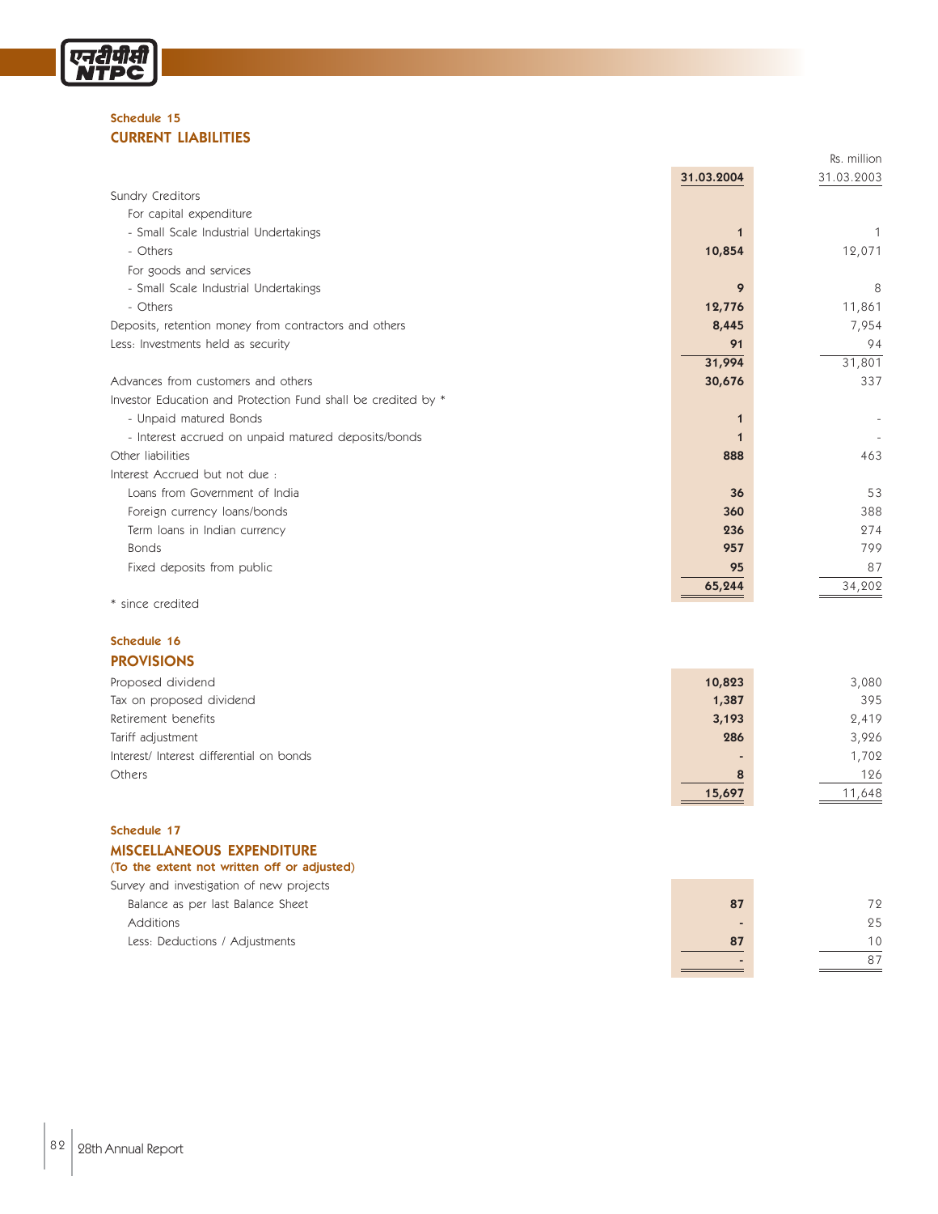## Schedule 15
## CURRENT LIABILITIES

Rs. million

| | 31.03.2004 | 31.03.2003 |
|---|---|---|
| Sundry Creditors | | |
| For capital expenditure | | |
| - Small Scale Industrial Undertakings | 1 | 1 |
| - Others | 10,854 | 12,071 |
| For goods and services | | |
| - Small Scale Industrial Undertakings | 9 | 8 |
| - Others | 12,776 | 11,861 |
| Deposits, retention money from contractors and others | 8,445 | 7,954 |
| Less: Investments held as security | 91 | 94 |
| | 31,994 | 31,801 |
| Advances from customers and others | 30,676 | 337 |
| Investor Education and Protection Fund shall be credited by * | | |
| - Unpaid matured Bonds | 1 | - |
| - Interest accrued on unpaid matured deposits/bonds | 1 | - |
| Other liabilities | 888 | 463 |
| Interest Accrued but not due : | | |
| Loans from Government of India | 36 | 53 |
| Foreign currency loans/bonds | 360 | 388 |
| Term loans in Indian currency | 236 | 274 |
| Bonds | 957 | 799 |
| Fixed deposits from public | 95 | 87 |
| | 65,244 | 34,202 |

* since credited

## Schedule 16
## PROVISIONS

| | 31.03.2004 | 31.03.2003 |
|---|---|---|
| Proposed dividend | 10,823 | 3,080 |
| Tax on proposed dividend | 1,387 | 395 |
| Retirement benefits | 3,193 | 2,419 |
| Tariff adjustment | 286 | 3,926 |
| Interest/ Interest differential on bonds | - | 1,702 |
| Others | 8 | 126 |
| | 15,697 | 11,648 |

## Schedule 17
## MISCELLANEOUS EXPENDITURE
### (To the extent not written off or adjusted)

| | 31.03.2004 | 31.03.2003 |
|---|---|---|
| Survey and investigation of new projects | | |
| Balance as per last Balance Sheet | 87 | 72 |
| Additions | - | 25 |
| Less: Deductions / Adjustments | 87 | 10 |
| | - | 87 |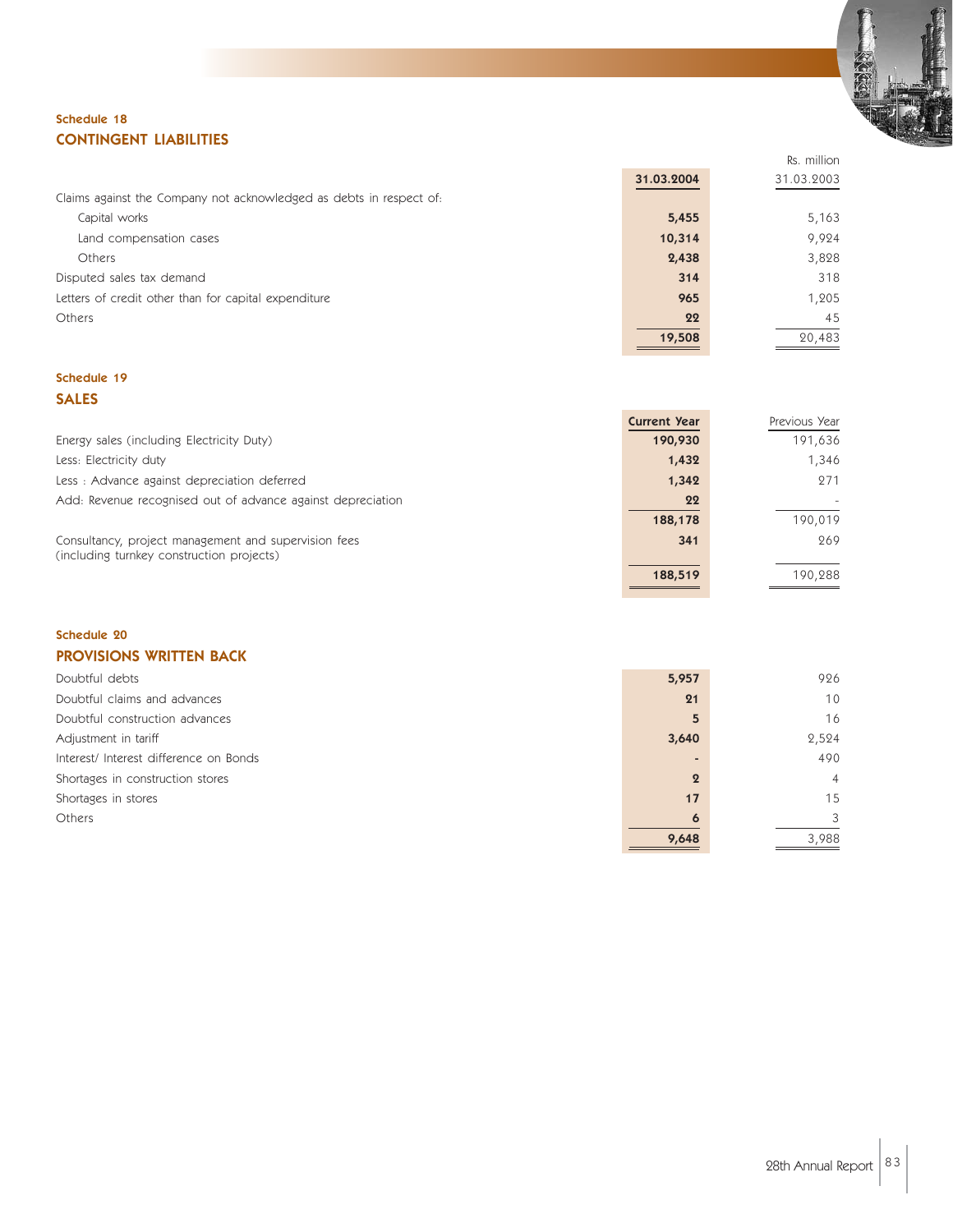## Schedule 18
## CONTINGENT LIABILITIES

Rs. million

| | 31.03.2004 | 31.03.2003 |
|---|---|---|
| Claims against the Company not acknowledged as debts in respect of: | | |
| Capital works | **5,455** | 5,163 |
| Land compensation cases | **10,314** | 9,924 |
| Others | **2,438** | 3,828 |
| Disputed sales tax demand | **314** | 318 |
| Letters of credit other than for capital expenditure | **965** | 1,205 |
| Others | **22** | 45 |
| | **19,508** | 20,483 |

## Schedule 19
## SALES

| | Current Year | Previous Year |
|---|---|---|
| Energy sales (including Electricity Duty) | **190,930** | 191,636 |
| Less: Electricity duty | **1,432** | 1,346 |
| Less : Advance against depreciation deferred | **1,342** | 271 |
| Add: Revenue recognised out of advance against depreciation | **22** | - |
| | **188,178** | 190,019 |
| Consultancy, project management and supervision fees (including turnkey construction projects) | **341** | 269 |
| | **188,519** | 190,288 |

## Schedule 20
## PROVISIONS WRITTEN BACK

| | Current Year | Previous Year |
|---|---|---|
| Doubtful debts | **5,957** | 926 |
| Doubtful claims and advances | **21** | 10 |
| Doubtful construction advances | **5** | 16 |
| Adjustment in tariff | **3,640** | 2,524 |
| Interest/ Interest difference on Bonds | **-** | 490 |
| Shortages in construction stores | **2** | 4 |
| Shortages in stores | **17** | 15 |
| Others | **6** | 3 |
| | **9,648** | 3,988 |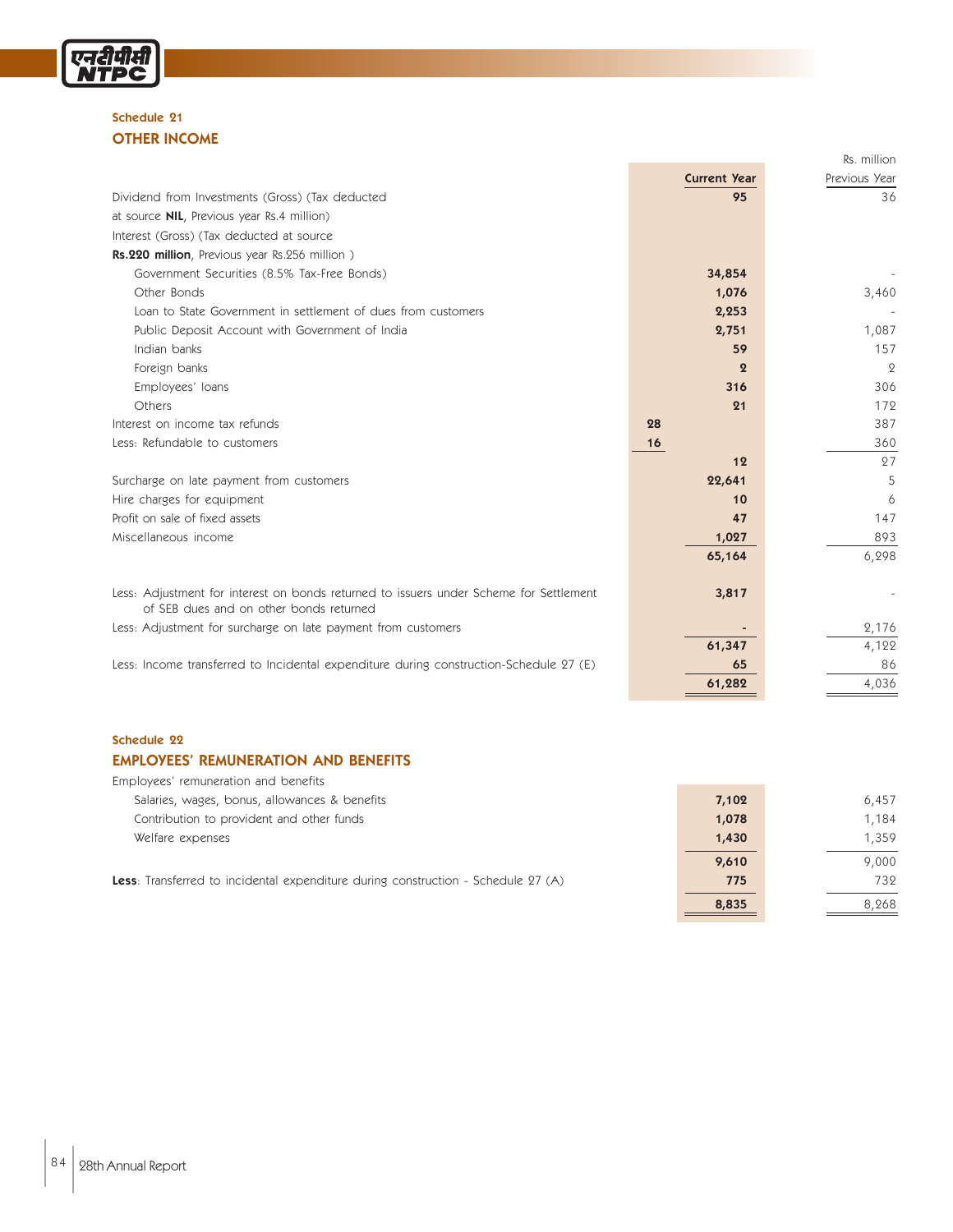### Schedule 21
## OTHER INCOME

Rs. million

| | | Current Year | Previous Year |
|---|---|---|---|
| Dividend from Investments (Gross) (Tax deducted at source **NIL**, Previous year Rs.4 million) | | **95** | 36 |
| Interest (Gross) (Tax deducted at source **Rs.220 million**, Previous year Rs.256 million ) | | | |
| Government Securities (8.5% Tax-Free Bonds) | | **34,854** | - |
| Other Bonds | | **1,076** | 3,460 |
| Loan to State Government in settlement of dues from customers | | **2,253** | - |
| Public Deposit Account with Government of India | | **2,751** | 1,087 |
| Indian banks | | **59** | 157 |
| Foreign banks | | **2** | 2 |
| Employees' loans | | **316** | 306 |
| Others | | **21** | 172 |
| Interest on income tax refunds | **28** | | 387 |
| Less: Refundable to customers | **16** | | 360 |
| | | **12** | 27 |
| Surcharge on late payment from customers | | **22,641** | 5 |
| Hire charges for equipment | | **10** | 6 |
| Profit on sale of fixed assets | | **47** | 147 |
| Miscellaneous income | | **1,027** | 893 |
| | | **65,164** | 6,298 |
| Less: Adjustment for interest on bonds returned to issuers under Scheme for Settlement of SEB dues and on other bonds returned | | **3,817** | - |
| Less: Adjustment for surcharge on late payment from customers | | **-** | 2,176 |
| | | **61,347** | 4,122 |
| Less: Income transferred to Incidental expenditure during construction-Schedule 27 (E) | | **65** | 86 |
| | | **61,282** | 4,036 |

### Schedule 22
## EMPLOYEES' REMUNERATION AND BENEFITS

| | Current Year | Previous Year |
|---|---|---|
| Employees' remuneration and benefits | | |
| Salaries, wages, bonus, allowances & benefits | **7,102** | 6,457 |
| Contribution to provident and other funds | **1,078** | 1,184 |
| Welfare expenses | **1,430** | 1,359 |
| | **9,610** | 9,000 |
| **Less**: Transferred to incidental expenditure during construction - Schedule 27 (A) | **775** | 732 |
| | **8,835** | 8,268 |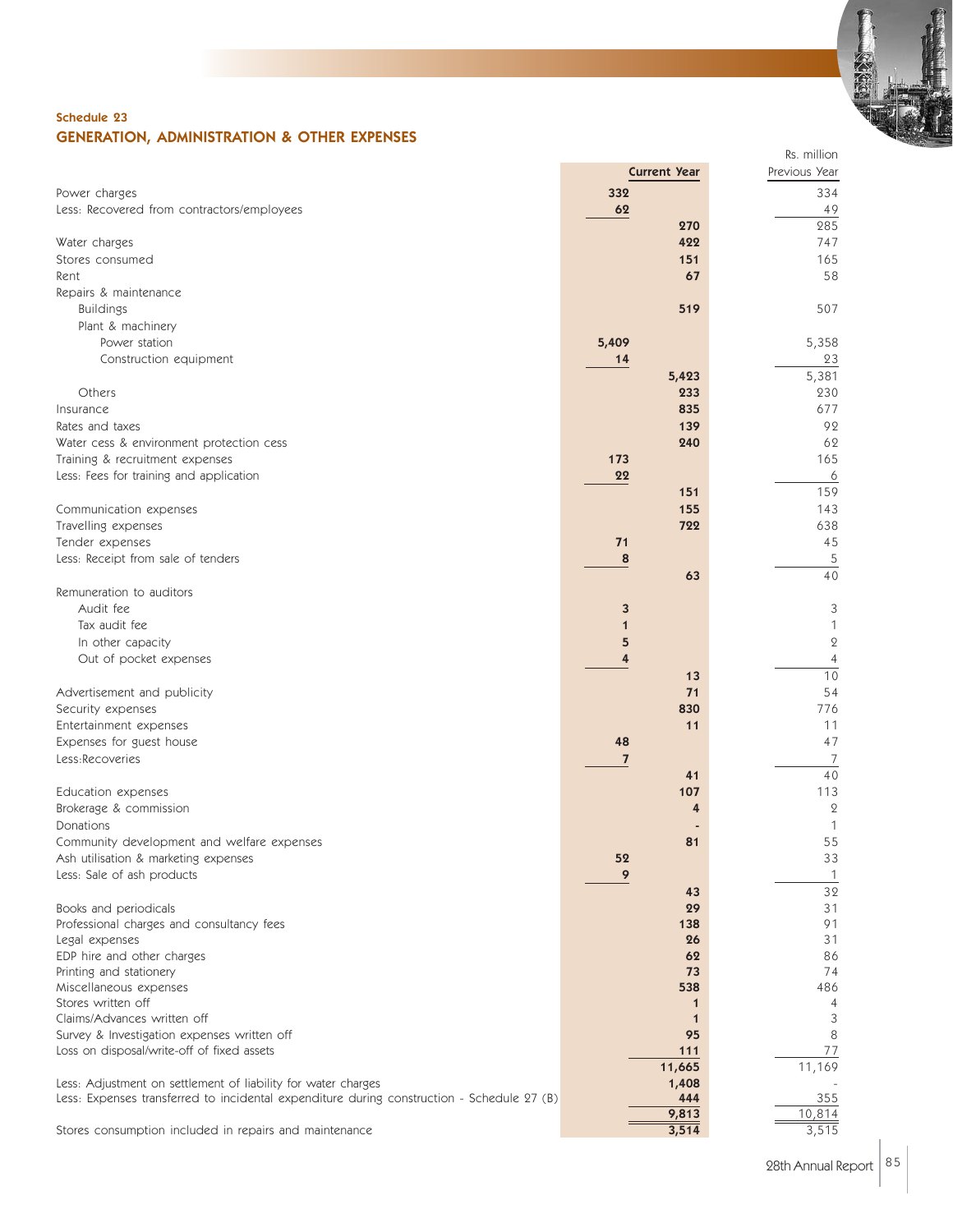## Schedule 23

## GENERATION, ADMINISTRATION & OTHER EXPENSES

Rs. million

| | Current Year | | Previous Year |
|---|---|---|---|
| Power charges | 332 | | 334 |
| Less: Recovered from contractors/employees | 62 | | 49 |
| | | 270 | 285 |
| Water charges | | 422 | 747 |
| Stores consumed | | 151 | 165 |
| Rent | | 67 | 58 |
| Repairs & maintenance | | | |
| Buildings | | 519 | 507 |
| Plant & machinery | | | |
| Power station | 5,409 | | 5,358 |
| Construction equipment | 14 | | 23 |
| | | 5,423 | 5,381 |
| Others | | 233 | 230 |
| Insurance | | 835 | 677 |
| Rates and taxes | | 139 | 92 |
| Water cess & environment protection cess | | 240 | 62 |
| Training & recruitment expenses | 173 | | 165 |
| Less: Fees for training and application | 22 | | 6 |
| | | 151 | 159 |
| Communication expenses | | 155 | 143 |
| Travelling expenses | | 722 | 638 |
| Tender expenses | 71 | | 45 |
| Less: Receipt from sale of tenders | 8 | | 5 |
| | | 63 | 40 |
| Remuneration to auditors | | | |
| Audit fee | 3 | | 3 |
| Tax audit fee | 1 | | 1 |
| In other capacity | 5 | | 2 |
| Out of pocket expenses | 4 | | 4 |
| | | 13 | 10 |
| Advertisement and publicity | | 71 | 54 |
| Security expenses | | 830 | 776 |
| Entertainment expenses | | 11 | 11 |
| Expenses for guest house | 48 | | 47 |
| Less:Recoveries | 7 | | 7 |
| | | 41 | 40 |
| Education expenses | | 107 | 113 |
| Brokerage & commission | | 4 | 2 |
| Donations | | - | 1 |
| Community development and welfare expenses | | 81 | 55 |
| Ash utilisation & marketing expenses | 52 | | 33 |
| Less: Sale of ash products | 9 | | 1 |
| | | 43 | 32 |
| Books and periodicals | | 29 | 31 |
| Professional charges and consultancy fees | | 138 | 91 |
| Legal expenses | | 26 | 31 |
| EDP hire and other charges | | 62 | 86 |
| Printing and stationery | | 73 | 74 |
| Miscellaneous expenses | | 538 | 486 |
| Stores written off | | 1 | 4 |
| Claims/Advances written off | | 1 | 3 |
| Survey & Investigation expenses written off | | 95 | 8 |
| Loss on disposal/write-off of fixed assets | | 111 | 77 |
| | | 11,665 | 11,169 |
| Less: Adjustment on settlement of liability for water charges | | 1,408 | - |
| Less: Expenses transferred to incidental expenditure during construction - Schedule 27 (B) | | 444 | 355 |
| | | 9,813 | 10,814 |
| Stores consumption included in repairs and maintenance | | 3,514 | 3,515 |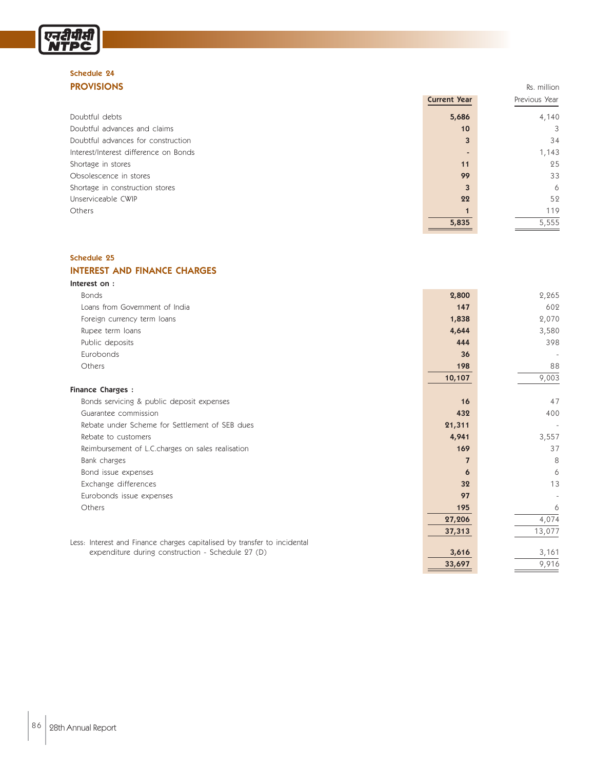### Schedule 24

## PROVISIONS

Rs. million

| | Current Year | Previous Year |
|---|---|---|
| Doubtful debts | **5,686** | 4,140 |
| Doubtful advances and claims | **10** | 3 |
| Doubtful advances for construction | **3** | 34 |
| Interest/Interest difference on Bonds | **-** | 1,143 |
| Shortage in stores | **11** | 25 |
| Obsolescence in stores | **99** | 33 |
| Shortage in construction stores | **3** | 6 |
| Unserviceable CWIP | **22** | 52 |
| Others | **1** | 119 |
| | **5,835** | 5,555 |

### Schedule 25

## INTEREST AND FINANCE CHARGES

| | Current Year | Previous Year |
|---|---|---|
| **Interest on :** | | |
| Bonds | **2,800** | 2,265 |
| Loans from Government of India | **147** | 602 |
| Foreign currency term loans | **1,838** | 2,070 |
| Rupee term loans | **4,644** | 3,580 |
| Public deposits | **444** | 398 |
| Eurobonds | **36** | - |
| Others | **198** | 88 |
| | **10,107** | 9,003 |
| **Finance Charges :** | | |
| Bonds servicing & public deposit expenses | **16** | 47 |
| Guarantee commission | **432** | 400 |
| Rebate under Scheme for Settlement of SEB dues | **21,311** | - |
| Rebate to customers | **4,941** | 3,557 |
| Reimbursement of L.C.charges on sales realisation | **169** | 37 |
| Bank charges | **7** | 8 |
| Bond issue expenses | **6** | 6 |
| Exchange differences | **32** | 13 |
| Eurobonds issue expenses | **97** | - |
| Others | **195** | 6 |
| | **27,206** | 4,074 |
| | **37,313** | 13,077 |
| Less: Interest and Finance charges capitalised by transfer to incidental expenditure during construction - Schedule 27 (D) | **3,616** | 3,161 |
| | **33,697** | 9,916 |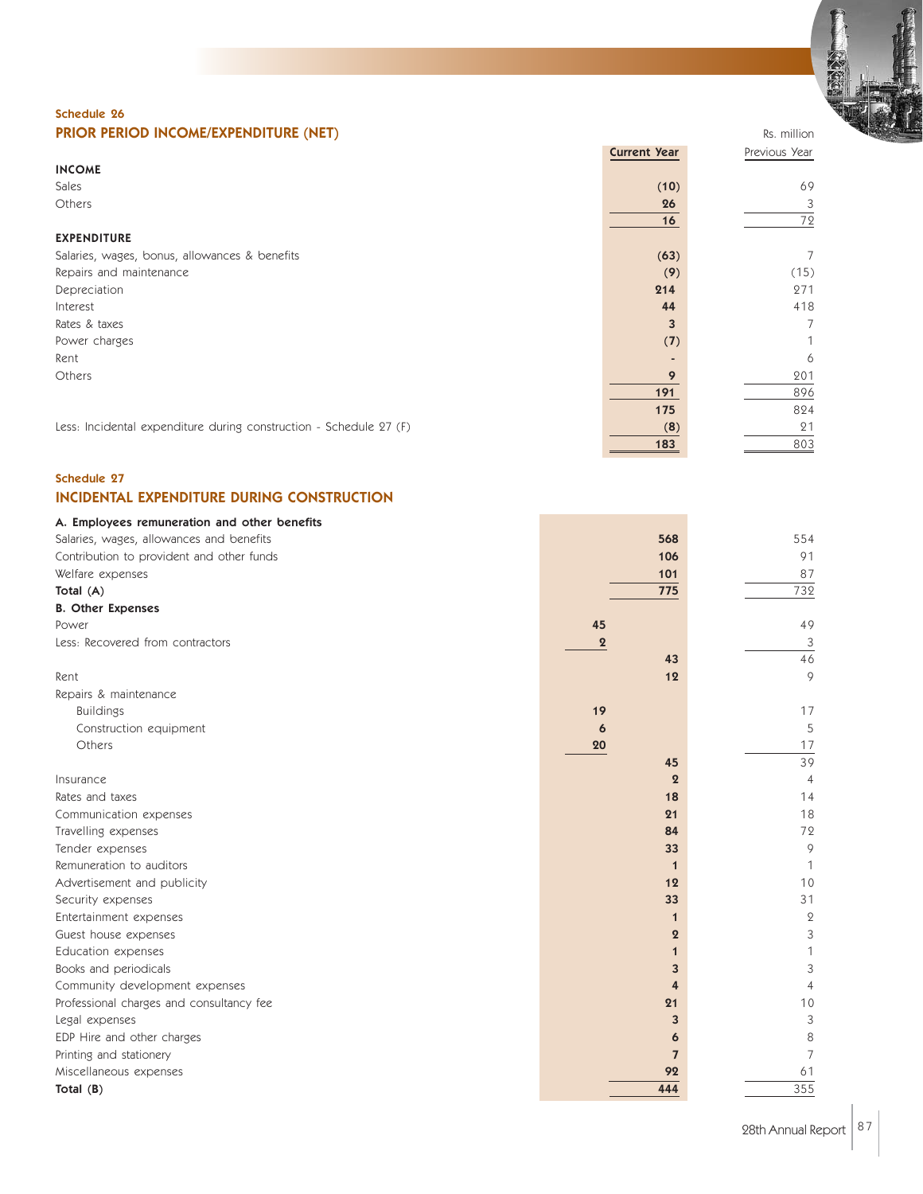## Schedule 26
## PRIOR PERIOD INCOME/EXPENDITURE (NET)

Rs. million

| | Current Year | Previous Year |
|---|---|---|
| **INCOME** | | |
| Sales | (10) | 69 |
| Others | 26 | 3 |
| | 16 | 72 |
| **EXPENDITURE** | | |
| Salaries, wages, bonus, allowances & benefits | (63) | 7 |
| Repairs and maintenance | (9) | (15) |
| Depreciation | 214 | 271 |
| Interest | 44 | 418 |
| Rates & taxes | 3 | 7 |
| Power charges | (7) | 1 |
| Rent | - | 6 |
| Others | 9 | 201 |
| | 191 | 896 |
| | 175 | 824 |
| Less: Incidental expenditure during construction - Schedule 27 (F) | (8) | 21 |
| | 183 | 803 |

## Schedule 27
## INCIDENTAL EXPENDITURE DURING CONSTRUCTION

| | | Current Year | Previous Year |
|---|---|---|---|
| **A. Employees remuneration and other benefits** | | | |
| Salaries, wages, allowances and benefits | | 568 | 554 |
| Contribution to provident and other funds | | 106 | 91 |
| Welfare expenses | | 101 | 87 |
| **Total (A)** | | 775 | 732 |
| **B. Other Expenses** | | | |
| Power | 45 | | 49 |
| Less: Recovered from contractors | 2 | | 3 |
| | | 43 | 46 |
| Rent | | 12 | 9 |
| Repairs & maintenance | | | |
| Buildings | 19 | | 17 |
| Construction equipment | 6 | | 5 |
| Others | 20 | | 17 |
| | | 45 | 39 |
| Insurance | | 2 | 4 |
| Rates and taxes | | 18 | 14 |
| Communication expenses | | 21 | 18 |
| Travelling expenses | | 84 | 72 |
| Tender expenses | | 33 | 9 |
| Remuneration to auditors | | 1 | 1 |
| Advertisement and publicity | | 12 | 10 |
| Security expenses | | 33 | 31 |
| Entertainment expenses | | 1 | 2 |
| Guest house expenses | | 2 | 3 |
| Education expenses | | 1 | 1 |
| Books and periodicals | | 3 | 3 |
| Community development expenses | | 4 | 4 |
| Professional charges and consultancy fee | | 21 | 10 |
| Legal expenses | | 3 | 3 |
| EDP Hire and other charges | | 6 | 8 |
| Printing and stationery | | 7 | 7 |
| Miscellaneous expenses | | 92 | 61 |
| **Total (B)** | | 444 | 355 |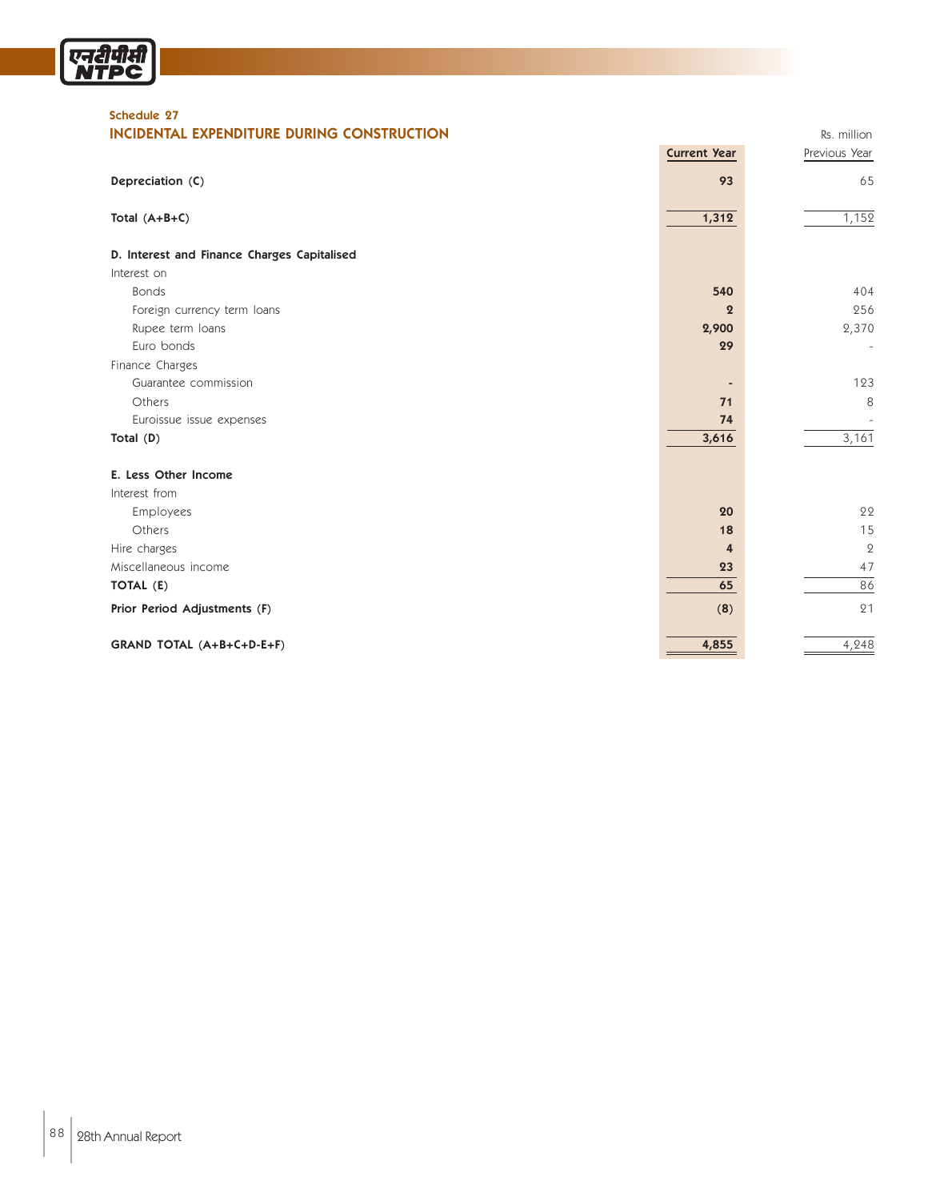**Schedule 27**

## INCIDENTAL EXPENDITURE DURING CONSTRUCTION

Rs. million

| | Current Year | Previous Year |
|---|---|---|
| **Depreciation (C)** | **93** | 65 |
| **Total (A+B+C)** | **1,312** | 1,152 |
| **D. Interest and Finance Charges Capitalised** | | |
| Interest on | | |
| Bonds | **540** | 404 |
| Foreign currency term loans | **2** | 256 |
| Rupee term loans | **2,900** | 2,370 |
| Euro bonds | **29** | - |
| Finance Charges | | |
| Guarantee commission | **-** | 123 |
| Others | **71** | 8 |
| Euroissue issue expenses | **74** | - |
| **Total (D)** | **3,616** | 3,161 |
| **E. Less Other Income** | | |
| Interest from | | |
| Employees | **20** | 22 |
| Others | **18** | 15 |
| Hire charges | **4** | 2 |
| Miscellaneous income | **23** | 47 |
| **TOTAL (E)** | **65** | 86 |
| **Prior Period Adjustments (F)** | **(8)** | 21 |
| **GRAND TOTAL (A+B+C+D-E+F)** | **4,855** | 4,248 |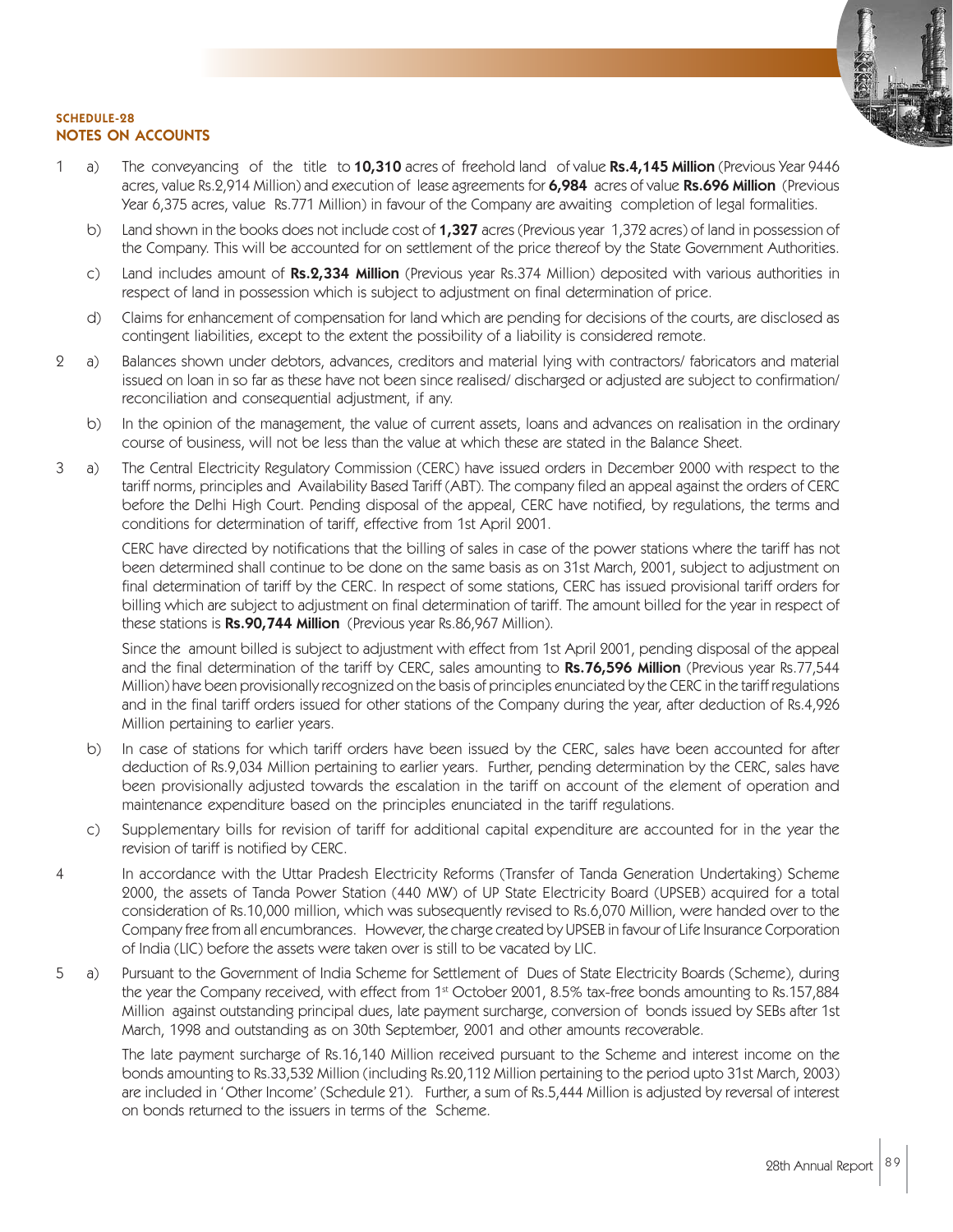## SCHEDULE-28

## NOTES ON ACCOUNTS

1 a) The conveyancing of the title to **10,310** acres of freehold land of value **Rs.4,145 Million** (Previous Year 9446 acres, value Rs.2,914 Million) and execution of lease agreements for **6,984** acres of value **Rs.696 Million** (Previous Year 6,375 acres, value Rs.771 Million) in favour of the Company are awaiting completion of legal formalities.

b) Land shown in the books does not include cost of **1,327** acres (Previous year 1,372 acres) of land in possession of the Company. This will be accounted for on settlement of the price thereof by the State Government Authorities.

c) Land includes amount of **Rs.2,334 Million** (Previous year Rs.374 Million) deposited with various authorities in respect of land in possession which is subject to adjustment on final determination of price.

d) Claims for enhancement of compensation for land which are pending for decisions of the courts, are disclosed as contingent liabilities, except to the extent the possibility of a liability is considered remote.

2 a) Balances shown under debtors, advances, creditors and material lying with contractors/ fabricators and material issued on loan in so far as these have not been since realised/ discharged or adjusted are subject to confirmation/ reconciliation and consequential adjustment, if any.

b) In the opinion of the management, the value of current assets, loans and advances on realisation in the ordinary course of business, will not be less than the value at which these are stated in the Balance Sheet.

3 a) The Central Electricity Regulatory Commission (CERC) have issued orders in December 2000 with respect to the tariff norms, principles and Availability Based Tariff (ABT). The company filed an appeal against the orders of CERC before the Delhi High Court. Pending disposal of the appeal, CERC have notified, by regulations, the terms and conditions for determination of tariff, effective from 1st April 2001.

CERC have directed by notifications that the billing of sales in case of the power stations where the tariff has not been determined shall continue to be done on the same basis as on 31st March, 2001, subject to adjustment on final determination of tariff by the CERC. In respect of some stations, CERC has issued provisional tariff orders for billing which are subject to adjustment on final determination of tariff. The amount billed for the year in respect of these stations is **Rs.90,744 Million** (Previous year Rs.86,967 Million).

Since the amount billed is subject to adjustment with effect from 1st April 2001, pending disposal of the appeal and the final determination of the tariff by CERC, sales amounting to **Rs.76,596 Million** (Previous year Rs.77,544 Million) have been provisionally recognized on the basis of principles enunciated by the CERC in the tariff regulations and in the final tariff orders issued for other stations of the Company during the year, after deduction of Rs.4,926 Million pertaining to earlier years.

b) In case of stations for which tariff orders have been issued by the CERC, sales have been accounted for after deduction of Rs.9,034 Million pertaining to earlier years. Further, pending determination by the CERC, sales have been provisionally adjusted towards the escalation in the tariff on account of the element of operation and maintenance expenditure based on the principles enunciated in the tariff regulations.

c) Supplementary bills for revision of tariff for additional capital expenditure are accounted for in the year the revision of tariff is notified by CERC.

4 In accordance with the Uttar Pradesh Electricity Reforms (Transfer of Tanda Generation Undertaking) Scheme 2000, the assets of Tanda Power Station (440 MW) of UP State Electricity Board (UPSEB) acquired for a total consideration of Rs.10,000 million, which was subsequently revised to Rs.6,070 Million, were handed over to the Company free from all encumbrances. However, the charge created by UPSEB in favour of Life Insurance Corporation of India (LIC) before the assets were taken over is still to be vacated by LIC.

5 a) Pursuant to the Government of India Scheme for Settlement of Dues of State Electricity Boards (Scheme), during the year the Company received, with effect from 1st October 2001, 8.5% tax-free bonds amounting to Rs.157,884 Million against outstanding principal dues, late payment surcharge, conversion of bonds issued by SEBs after 1st March, 1998 and outstanding as on 30th September, 2001 and other amounts recoverable.

The late payment surcharge of Rs.16,140 Million received pursuant to the Scheme and interest income on the bonds amounting to Rs.33,532 Million (including Rs.20,112 Million pertaining to the period upto 31st March, 2003) are included in 'Other Income' (Schedule 21). Further, a sum of Rs.5,444 Million is adjusted by reversal of interest on bonds returned to the issuers in terms of the Scheme.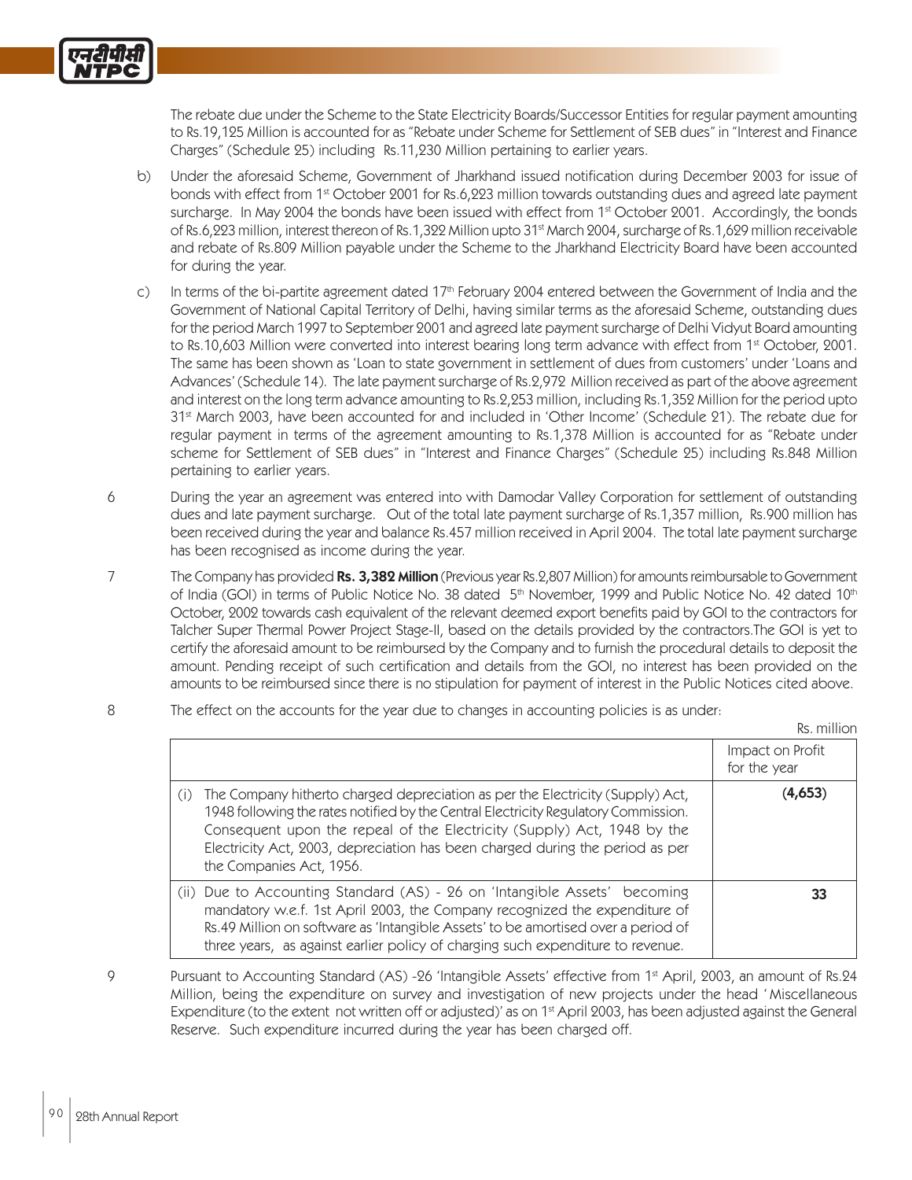The rebate due under the Scheme to the State Electricity Boards/Successor Entities for regular payment amounting to Rs.19,125 Million is accounted for as "Rebate under Scheme for Settlement of SEB dues" in "Interest and Finance Charges" (Schedule 25) including Rs.11,230 Million pertaining to earlier years.

b) Under the aforesaid Scheme, Government of Jharkhand issued notification during December 2003 for issue of bonds with effect from 1st October 2001 for Rs.6,223 million towards outstanding dues and agreed late payment surcharge. In May 2004 the bonds have been issued with effect from 1st October 2001. Accordingly, the bonds of Rs.6,223 million, interest thereon of Rs.1,322 Million upto 31st March 2004, surcharge of Rs.1,629 million receivable and rebate of Rs.809 Million payable under the Scheme to the Jharkhand Electricity Board have been accounted for during the year.

c) In terms of the bi-partite agreement dated 17th February 2004 entered between the Government of India and the Government of National Capital Territory of Delhi, having similar terms as the aforesaid Scheme, outstanding dues for the period March 1997 to September 2001 and agreed late payment surcharge of Delhi Vidyut Board amounting to Rs.10,603 Million were converted into interest bearing long term advance with effect from 1st October, 2001. The same has been shown as 'Loan to state government in settlement of dues from customers' under 'Loans and Advances' (Schedule 14). The late payment surcharge of Rs.2,972 Million received as part of the above agreement and interest on the long term advance amounting to Rs.2,253 million, including Rs.1,352 Million for the period upto 31st March 2003, have been accounted for and included in 'Other Income' (Schedule 21). The rebate due for regular payment in terms of the agreement amounting to Rs.1,378 Million is accounted for as "Rebate under scheme for Settlement of SEB dues" in "Interest and Finance Charges" (Schedule 25) including Rs.848 Million pertaining to earlier years.

6 During the year an agreement was entered into with Damodar Valley Corporation for settlement of outstanding dues and late payment surcharge. Out of the total late payment surcharge of Rs.1,357 million, Rs.900 million has been received during the year and balance Rs.457 million received in April 2004. The total late payment surcharge has been recognised as income during the year.

7 The Company has provided **Rs. 3,382 Million** (Previous year Rs.2,807 Million) for amounts reimbursable to Government of India (GOI) in terms of Public Notice No. 38 dated 5th November, 1999 and Public Notice No. 42 dated 10th October, 2002 towards cash equivalent of the relevant deemed export benefits paid by GOI to the contractors for Talcher Super Thermal Power Project Stage-II, based on the details provided by the contractors.The GOI is yet to certify the aforesaid amount to be reimbursed by the Company and to furnish the procedural details to deposit the amount. Pending receipt of such certification and details from the GOI, no interest has been provided on the amounts to be reimbursed since there is no stipulation for payment of interest in the Public Notices cited above.

8 The effect on the accounts for the year due to changes in accounting policies is as under:

Rs. million

| | Impact on Profit for the year |
|---|---|
| (i) The Company hitherto charged depreciation as per the Electricity (Supply) Act, 1948 following the rates notified by the Central Electricity Regulatory Commission. Consequent upon the repeal of the Electricity (Supply) Act, 1948 by the Electricity Act, 2003, depreciation has been charged during the period as per the Companies Act, 1956. | **(4,653)** |
| (ii) Due to Accounting Standard (AS) - 26 on 'Intangible Assets' becoming mandatory w.e.f. 1st April 2003, the Company recognized the expenditure of Rs.49 Million on software as 'Intangible Assets' to be amortised over a period of three years, as against earlier policy of charging such expenditure to revenue. | **33** |

9 Pursuant to Accounting Standard (AS) -26 'Intangible Assets' effective from 1st April, 2003, an amount of Rs.24 Million, being the expenditure on survey and investigation of new projects under the head 'Miscellaneous Expenditure (to the extent not written off or adjusted)' as on 1st April 2003, has been adjusted against the General Reserve. Such expenditure incurred during the year has been charged off.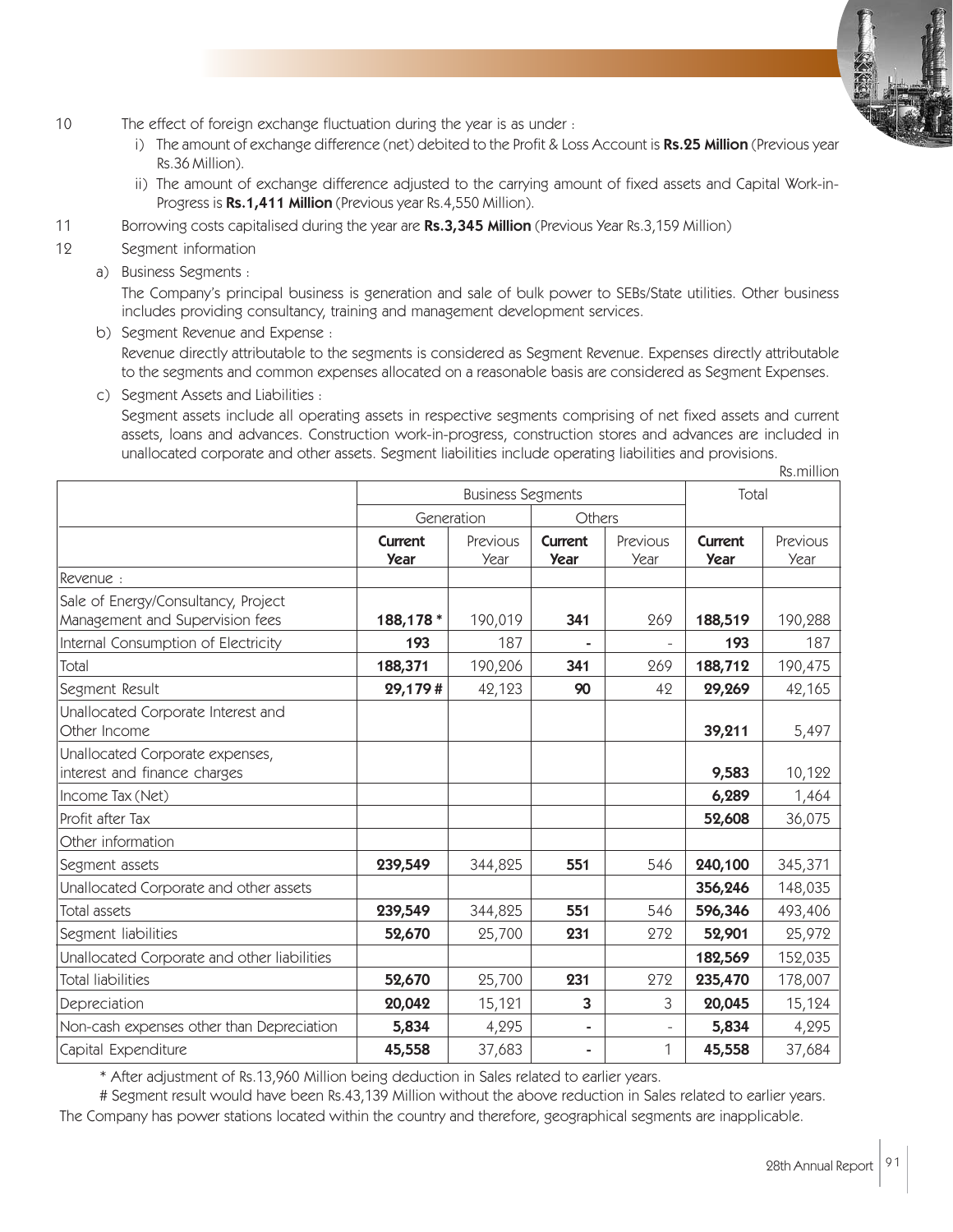10 The effect of foreign exchange fluctuation during the year is as under :

   i) The amount of exchange difference (net) debited to the Profit & Loss Account is **Rs.25 Million** (Previous year Rs.36 Million).

   ii) The amount of exchange difference adjusted to the carrying amount of fixed assets and Capital Work-in-Progress is **Rs.1,411 Million** (Previous year Rs.4,550 Million).

11 Borrowing costs capitalised during the year are **Rs.3,345 Million** (Previous Year Rs.3,159 Million)

12 Segment information

   a) Business Segments :

   The Company's principal business is generation and sale of bulk power to SEBs/State utilities. Other business includes providing consultancy, training and management development services.

   b) Segment Revenue and Expense :

   Revenue directly attributable to the segments is considered as Segment Revenue. Expenses directly attributable to the segments and common expenses allocated on a reasonable basis are considered as Segment Expenses.

   c) Segment Assets and Liabilities :

   Segment assets include all operating assets in respective segments comprising of net fixed assets and current assets, loans and advances. Construction work-in-progress, construction stores and advances are included in unallocated corporate and other assets. Segment liabilities include operating liabilities and provisions.

Rs.million

| | Business Segments | | | | Total | |
|---|---|---|---|---|---|---|
| | Generation | | Others | | | |
| | **Current Year** | Previous Year | **Current Year** | Previous Year | **Current Year** | Previous Year |
| Revenue : | | | | | | |
| Sale of Energy/Consultancy, Project Management and Supervision fees | **188,178 *** | 190,019 | **341** | 269 | **188,519** | 190,288 |
| Internal Consumption of Electricity | **193** | 187 | **-** | - | **193** | 187 |
| Total | **188,371** | 190,206 | **341** | 269 | **188,712** | 190,475 |
| Segment Result | **29,179 #** | 42,123 | **90** | 42 | **29,269** | 42,165 |
| Unallocated Corporate Interest and Other Income | | | | | **39,211** | 5,497 |
| Unallocated Corporate expenses, interest and finance charges | | | | | **9,583** | 10,122 |
| Income Tax (Net) | | | | | **6,289** | 1,464 |
| Profit after Tax | | | | | **52,608** | 36,075 |
| Other information | | | | | | |
| Segment assets | **239,549** | 344,825 | **551** | 546 | **240,100** | 345,371 |
| Unallocated Corporate and other assets | | | | | **356,246** | 148,035 |
| Total assets | **239,549** | 344,825 | **551** | 546 | **596,346** | 493,406 |
| Segment liabilities | **52,670** | 25,700 | **231** | 272 | **52,901** | 25,972 |
| Unallocated Corporate and other liabilities | | | | | **182,569** | 152,035 |
| Total liabilities | **52,670** | 25,700 | **231** | 272 | **235,470** | 178,007 |
| Depreciation | **20,042** | 15,121 | **3** | 3 | **20,045** | 15,124 |
| Non-cash expenses other than Depreciation | **5,834** | 4,295 | **-** | - | **5,834** | 4,295 |
| Capital Expenditure | **45,558** | 37,683 | **-** | 1 | **45,558** | 37,684 |

\* After adjustment of Rs.13,960 Million being deduction in Sales related to earlier years.

\# Segment result would have been Rs.43,139 Million without the above reduction in Sales related to earlier years.

The Company has power stations located within the country and therefore, geographical segments are inapplicable.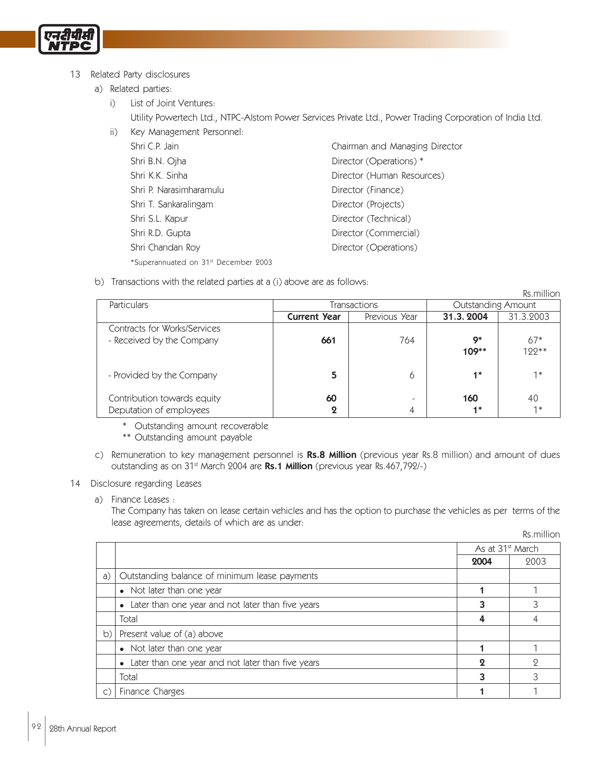13 Related Party disclosures

a) Related parties:

i) List of Joint Ventures:

Utility Powertech Ltd., NTPC-Alstom Power Services Private Ltd., Power Trading Corporation of India Ltd.

ii) Key Management Personnel:

| | |
|---|---|
| Shri C.P. Jain | Chairman and Managing Director |
| Shri B.N. Ojha | Director (Operations) * |
| Shri K.K. Sinha | Director (Human Resources) |
| Shri P. Narasimharamulu | Director (Finance) |
| Shri T. Sankaralingam | Director (Projects) |
| Shri S.L. Kapur | Director (Technical) |
| Shri R.D. Gupta | Director (Commercial) |
| Shri Chandan Roy | Director (Operations) |

*Superannuated on 31st December 2003

b) Transactions with the related parties at a (i) above are as follows:

Rs.million

| Particulars | Transactions | | Outstanding Amount | |
|---|---|---|---|---|
| | **Current Year** | Previous Year | **31.3. 2004** | 31.3.2003 |
| Contracts for Works/Services<br>- Received by the Company | **661** | 764 | **9***<br>**109**** | 67*<br>122** |
| - Provided by the Company | **5** | 6 | **1*** | 1* |
| Contribution towards equity | **60** | - | **160** | 40 |
| Deputation of employees | **2** | 4 | **1*** | 1* |

\* Outstanding amount recoverable

** Outstanding amount payable

c) Remuneration to key management personnel is **Rs.8 Million** (previous year Rs.8 million) and amount of dues outstanding as on 31st March 2004 are **Rs.1 Million** (previous year Rs.467,792/-)

14 Disclosure regarding Leases

a) Finance Leases :

The Company has taken on lease certain vehicles and has the option to purchase the vehicles as per terms of the lease agreements, details of which are as under:

Rs.million

| | | As at 31st March | |
|---|---|---|---|
| | | **2004** | 2003 |
| a) | Outstanding balance of minimum lease payments | | |
| | • Not later than one year | **1** | 1 |
| | • Later than one year and not later than five years | **3** | 3 |
| | Total | **4** | 4 |
| b) | Present value of (a) above | | |
| | • Not later than one year | **1** | 1 |
| | • Later than one year and not later than five years | **2** | 2 |
| | Total | **3** | 3 |
| c) | Finance Charges | **1** | 1 |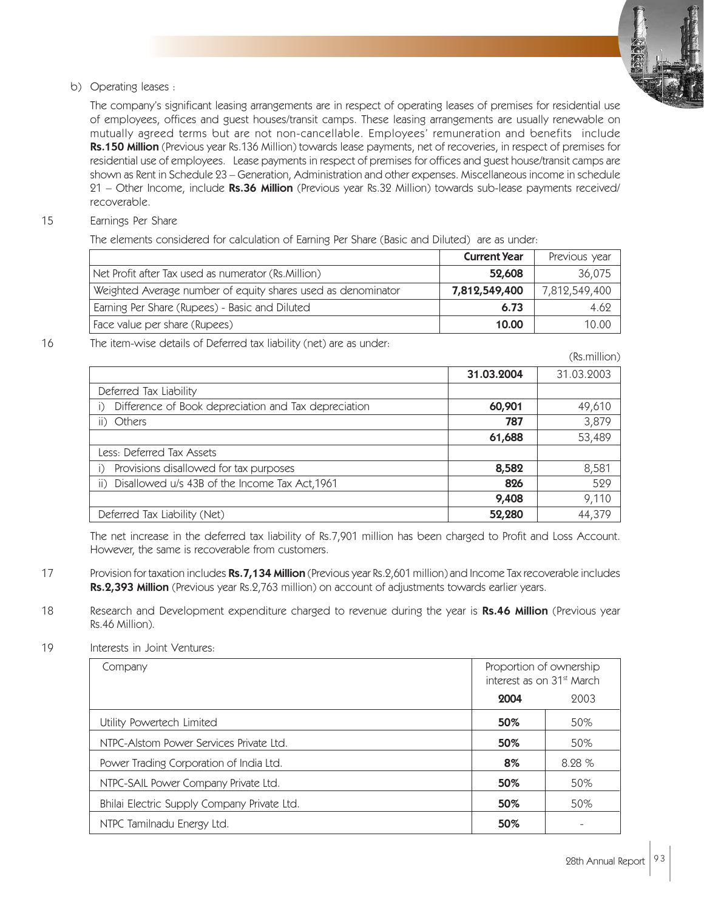b) Operating leases :

The company's significant leasing arrangements are in respect of operating leases of premises for residential use of employees, offices and guest houses/transit camps. These leasing arrangements are usually renewable on mutually agreed terms but are not non-cancellable. Employees' remuneration and benefits include **Rs.150 Million** (Previous year Rs.136 Million) towards lease payments, net of recoveries, in respect of premises for residential use of employees. Lease payments in respect of premises for offices and guest house/transit camps are shown as Rent in Schedule 23 – Generation, Administration and other expenses. Miscellaneous income in schedule 21 – Other Income, include **Rs.36 Million** (Previous year Rs.32 Million) towards sub-lease payments received/ recoverable.

15 Earnings Per Share

The elements considered for calculation of Earning Per Share (Basic and Diluted) are as under:

| | **Current Year** | Previous year |
|---|---|---|
| Net Profit after Tax used as numerator (Rs.Million) | **52,608** | 36,075 |
| Weighted Average number of equity shares used as denominator | **7,812,549,400** | 7,812,549,400 |
| Earning Per Share (Rupees) - Basic and Diluted | **6.73** | 4.62 |
| Face value per share (Rupees) | **10.00** | 10.00 |

16 The item-wise details of Deferred tax liability (net) are as under:

(Rs.million)

| | **31.03.2004** | 31.03.2003 |
|---|---|---|
| Deferred Tax Liability | | |
| i) Difference of Book depreciation and Tax depreciation | **60,901** | 49,610 |
| ii) Others | **787** | 3,879 |
| | **61,688** | 53,489 |
| Less: Deferred Tax Assets | | |
| i) Provisions disallowed for tax purposes | **8,582** | 8,581 |
| ii) Disallowed u/s 43B of the Income Tax Act,1961 | **826** | 529 |
| | **9,408** | 9,110 |
| Deferred Tax Liability (Net) | **52,280** | 44,379 |

The net increase in the deferred tax liability of Rs.7,901 million has been charged to Profit and Loss Account. However, the same is recoverable from customers.

17 Provision for taxation includes **Rs.7,134 Million** (Previous year Rs.2,601 million) and Income Tax recoverable includes **Rs.2,393 Million** (Previous year Rs.2,763 million) on account of adjustments towards earlier years.

18 Research and Development expenditure charged to revenue during the year is **Rs.46 Million** (Previous year Rs.46 Million).

19 Interests in Joint Ventures:

| Company | Proportion of ownership interest as on 31st March | |
|---|---|---|
| | **2004** | 2003 |
| Utility Powertech Limited | **50%** | 50% |
| NTPC-Alstom Power Services Private Ltd. | **50%** | 50% |
| Power Trading Corporation of India Ltd. | **8%** | 8.28 % |
| NTPC-SAIL Power Company Private Ltd. | **50%** | 50% |
| Bhilai Electric Supply Company Private Ltd. | **50%** | 50% |
| NTPC Tamilnadu Energy Ltd. | **50%** | - |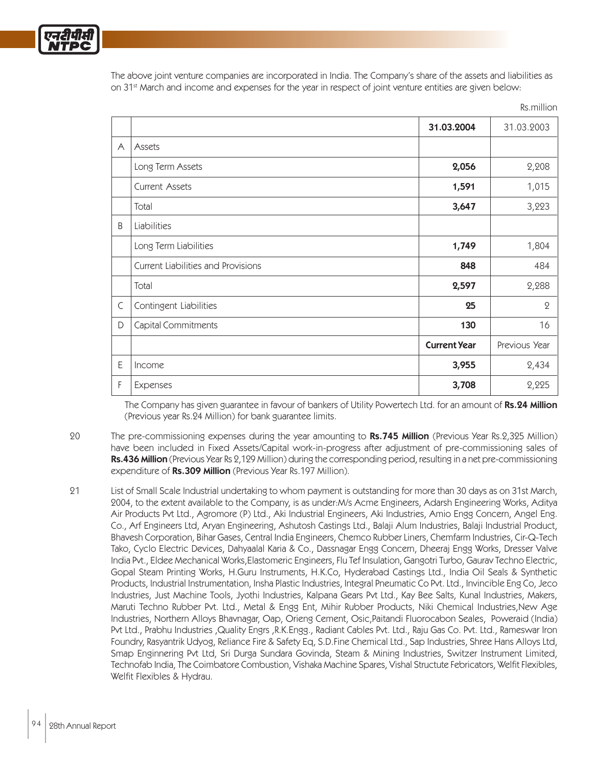The above joint venture companies are incorporated in India. The Company's share of the assets and liabilities as on 31st March and income and expenses for the year in respect of joint venture entities are given below:

Rs.million

| | | 31.03.2004 | 31.03.2003 |
|---|---|---|---|
| A | Assets | | |
| | Long Term Assets | **2,056** | 2,208 |
| | Current Assets | **1,591** | 1,015 |
| | Total | **3,647** | 3,223 |
| B | Liabilities | | |
| | Long Term Liabilities | **1,749** | 1,804 |
| | Current Liabilities and Provisions | **848** | 484 |
| | Total | **2,597** | 2,288 |
| C | Contingent Liabilities | **25** | 2 |
| D | Capital Commitments | **130** | 16 |
| | | **Current Year** | Previous Year |
| E | Income | **3,955** | 2,434 |
| F | Expenses | **3,708** | 2,225 |

The Company has given guarantee in favour of bankers of Utility Powertech Ltd. for an amount of **Rs.24 Million** (Previous year Rs.24 Million) for bank guarantee limits.

20 The pre-commissioning expenses during the year amounting to **Rs.745 Million** (Previous Year Rs.2,325 Million) have been included in Fixed Assets/Capital work-in-progress after adjustment of pre-commissioning sales of **Rs.436 Million** (Previous Year Rs 2,129 Million) during the corresponding period, resulting in a net pre-commissioning expenditure of **Rs.309 Million** (Previous Year Rs.197 Million).

21 List of Small Scale Industrial undertaking to whom payment is outstanding for more than 30 days as on 31st March, 2004, to the extent available to the Company, is as under:M/s Acme Engineers, Adarsh Engineering Works, Aditya Air Products Pvt Ltd., Agromore (P) Ltd., Aki Industrial Engineers, Aki Industries, Amio Engg Concern, Angel Eng. Co., Arf Engineers Ltd, Aryan Engineering, Ashutosh Castings Ltd., Balaji Alum Industries, Balaji Industrial Product, Bhavesh Corporation, Bihar Gases, Central India Engineers, Chemco Rubber Liners, Chemfarm Industries, Cir-Q-Tech Tako, Cyclo Electric Devices, Dahyaalal Karia & Co., Dassnagar Engg Concern, Dheeraj Engg Works, Dresser Valve India Pvt., Eldee Mechanical Works,Elastomeric Engineers, Flu Tef Insulation, Gangotri Turbo, Gaurav Techno Electric, Gopal Steam Printing Works, H.Guru Instruments, H.K.Co, Hyderabad Castings Ltd., India Oil Seals & Synthetic Products, Industrial Instrumentation, Insha Plastic Industries, Integral Pneumatic Co Pvt. Ltd., Invincible Eng Co, Jeco Industries, Just Machine Tools, Jyothi Industries, Kalpana Gears Pvt Ltd., Kay Bee Salts, Kunal Industries, Makers, Maruti Techno Rubber Pvt. Ltd., Metal & Engg Ent, Mihir Rubber Products, Niki Chemical Industries,New Age Industries, Northern Alloys Bhavnagar, Oap, Orieng Cement, Osic,Paitandi Fluorocabon Seales, Poweraid (India) Pvt Ltd., Prabhu Industries ,Quality Engrs ,R.K.Engg., Radiant Cables Pvt. Ltd., Raju Gas Co. Pvt. Ltd., Rameswar Iron Foundry, Rasyantrik Udyog, Reliance Fire & Safety Eq, S.D.Fine Chemical Ltd., Sap Industries, Shree Hans Alloys Ltd, Smap Enginnering Pvt Ltd, Sri Durga Sundara Govinda, Steam & Mining Industries, Switzer Instrument Limited, Technofab India, The Coimbatore Combustion, Vishaka Machine Spares, Vishal Structute Febricators, Welfit Flexibles, Welfit Flexibles & Hydrau.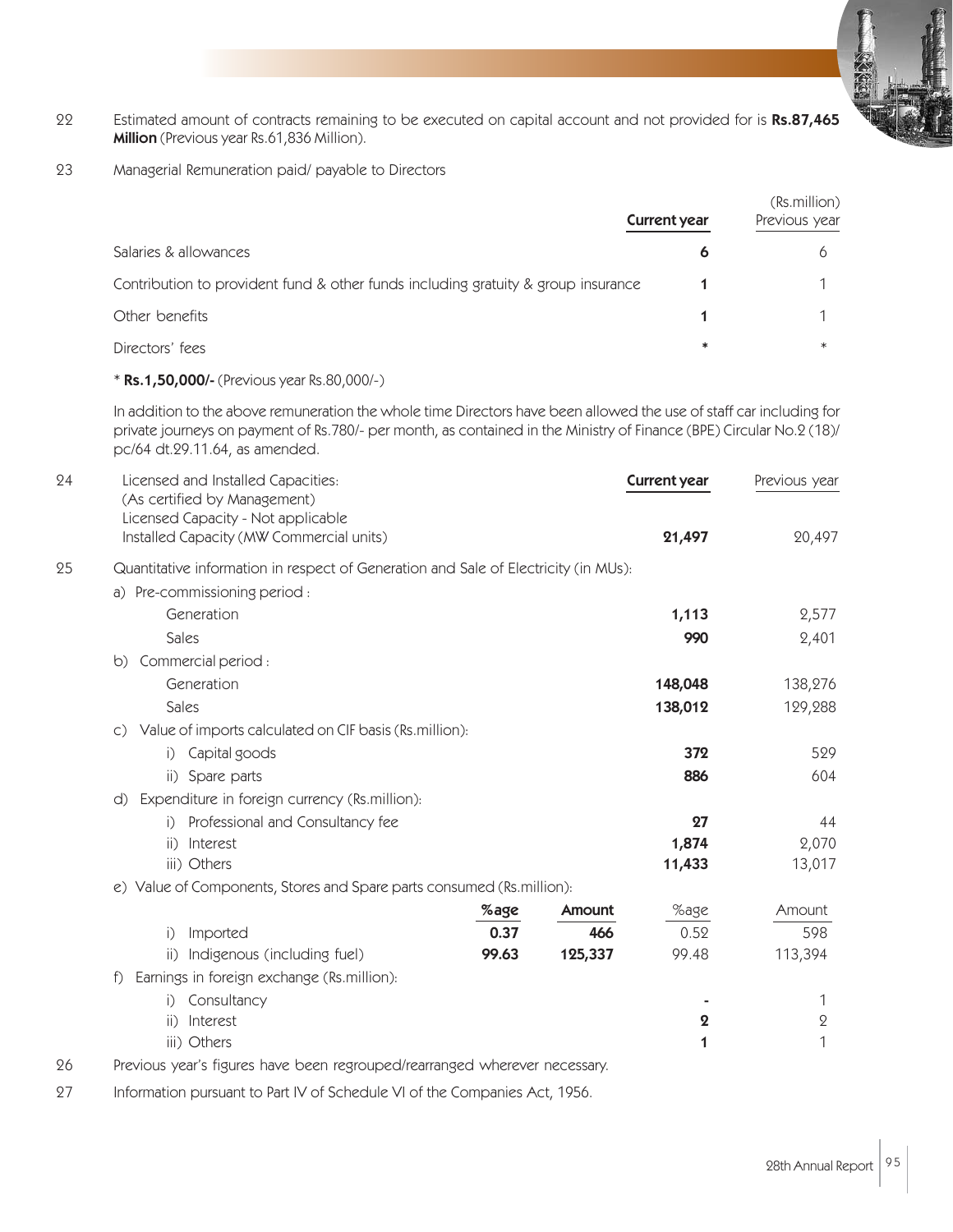22 Estimated amount of contracts remaining to be executed on capital account and not provided for is **Rs.87,465 Million** (Previous year Rs.61,836 Million).

23 Managerial Remuneration paid/ payable to Directors

| | **Current year** | (Rs.million) Previous year |
|---|---|---|
| Salaries & allowances | **6** | 6 |
| Contribution to provident fund & other funds including gratuity & group insurance | **1** | 1 |
| Other benefits | **1** | 1 |
| Directors' fees | * | * |

\* **Rs.1,50,000/-** (Previous year Rs.80,000/-)

In addition to the above remuneration the whole time Directors have been allowed the use of staff car including for private journeys on payment of Rs.780/- per month, as contained in the Ministry of Finance (BPE) Circular No.2 (18)/ pc/64 dt.29.11.64, as amended.

24 Licensed and Installed Capacities:

| | **Current year** | Previous year |
|---|---|---|
| (As certified by Management) | | |
| Licensed Capacity - Not applicable | | |
| Installed Capacity (MW Commercial units) | **21,497** | 20,497 |

25 Quantitative information in respect of Generation and Sale of Electricity (in MUs):

| | **Current year** | Previous year |
|---|---|---|
| a) Pre-commissioning period : | | |
| Generation | **1,113** | 2,577 |
| Sales | **990** | 2,401 |
| b) Commercial period : | | |
| Generation | **148,048** | 138,276 |
| Sales | **138,012** | 129,288 |
| c) Value of imports calculated on CIF basis (Rs.million): | | |
| i) Capital goods | **372** | 529 |
| ii) Spare parts | **886** | 604 |
| d) Expenditure in foreign currency (Rs.million): | | |
| i) Professional and Consultancy fee | **27** | 44 |
| ii) Interest | **1,874** | 2,070 |
| iii) Others | **11,433** | 13,017 |

e) Value of Components, Stores and Spare parts consumed (Rs.million):

| | **%age** | **Amount** | %age | Amount |
|---|---|---|---|---|
| i) Imported | **0.37** | **466** | 0.52 | 598 |
| ii) Indigenous (including fuel) | **99.63** | **125,337** | 99.48 | 113,394 |

f) Earnings in foreign exchange (Rs.million):

| | **Current year** | Previous year |
|---|---|---|
| i) Consultancy | - | 1 |
| ii) Interest | **2** | 2 |
| iii) Others | **1** | 1 |

26 Previous year's figures have been regrouped/rearranged wherever necessary.

27 Information pursuant to Part IV of Schedule VI of the Companies Act, 1956.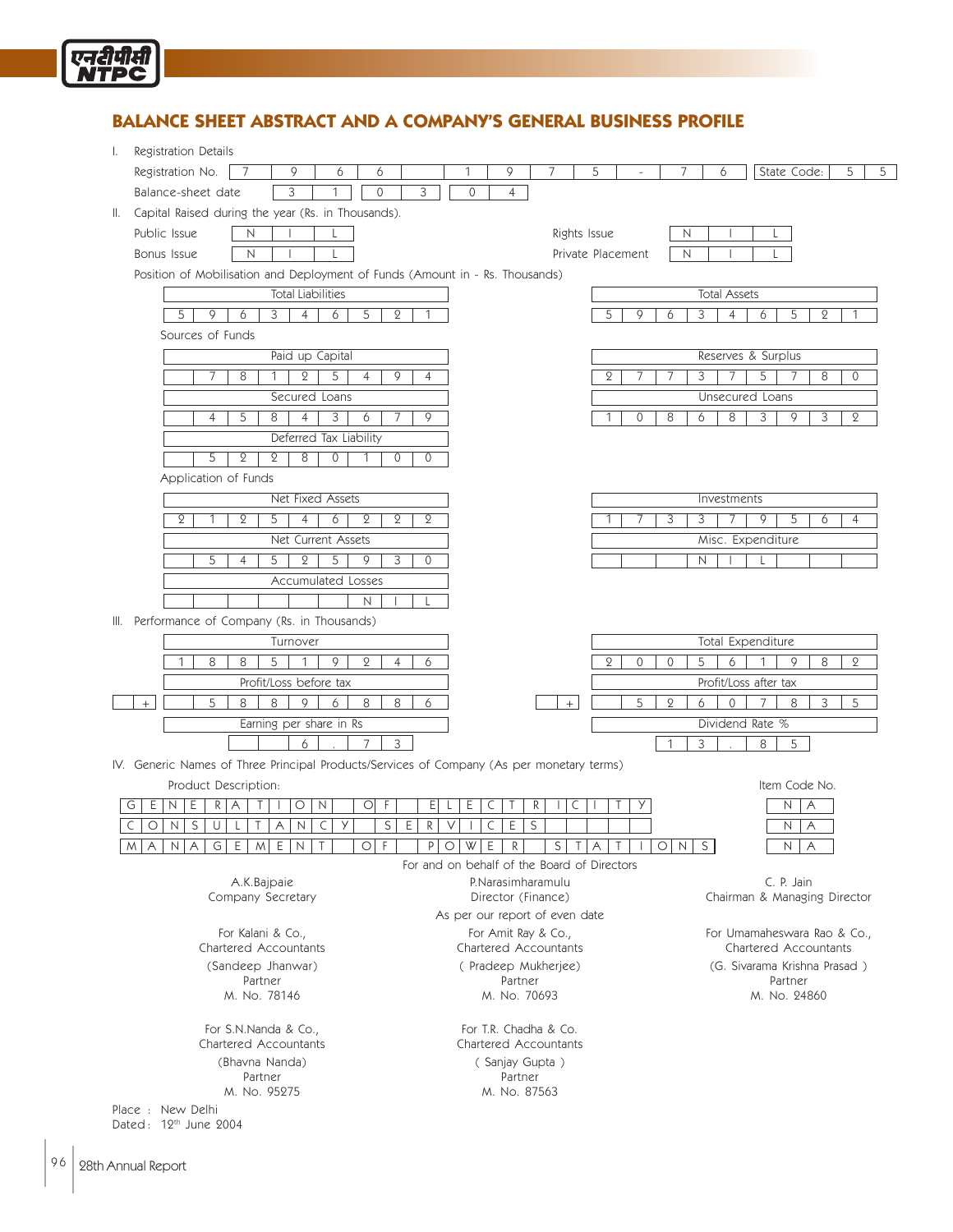# BALANCE SHEET ABSTRACT AND A COMPANY'S GENERAL BUSINESS PROFILE

I. Registration Details

Registration No. 7966 1975-76 State Code: 55

Balance-sheet date 31 03 04

II. Capital Raised during the year (Rs. in Thousands).

| | | | |
|---|---|---|---|
| Public Issue | NIL | Rights Issue | NIL |
| Bonus Issue | NIL | Private Placement | NIL |

Position of Mobilisation and Deployment of Funds (Amount in - Rs. Thousands)

| | |
|---|---|
| **Total Liabilities** | **Total Assets** |
| 596346521 | 596346521 |

Sources of Funds

| | |
|---|---|
| **Paid up Capital** | **Reserves & Surplus** |
| 78125494 | 277375780 |
| **Secured Loans** | **Unsecured Loans** |
| 45843679 | 108683932 |
| **Deferred Tax Liability** | |
| 52280100 | |

Application of Funds

| | |
|---|---|
| **Net Fixed Assets** | **Investments** |
| 212546222 | 173379564 |
| **Net Current Assets** | **Misc. Expenditure** |
| 54525930 | NIL |
| **Accumulated Losses** | |
| NIL | |

III. Performance of Company (Rs. in Thousands)

| | |
|---|---|
| **Turnover** | **Total Expenditure** |
| 188519246 | 200561982 |
| **Profit/Loss before tax** | **Profit/Loss after tax** |
| + 58896886 | + 52607835 |
| **Earning per share in Rs** | **Dividend Rate %** |
| 6.73 | 13.85 |

IV. Generic Names of Three Principal Products/Services of Company (As per monetary terms)

| Product Description: | Item Code No. |
|---|---|
| GENERATION OF ELECTRICITY | NA |
| CONSULTANCY SERVICES | NA |
| MANAGEMENT OF POWER STATIONS | NA |

For and on behalf of the Board of Directors

| | | |
|---|---|---|
| A.K.Bajpaie<br>Company Secretary | P.Narasimharamulu<br>Director (Finance) | C. P. Jain<br>Chairman & Managing Director |

As per our report of even date

| | | |
|---|---|---|
| For Kalani & Co.,<br>Chartered Accountants<br>(Sandeep Jhanwar)<br>Partner<br>M. No. 78146 | For Amit Ray & Co.,<br>Chartered Accountants<br>( Pradeep Mukherjee)<br>Partner<br>M. No. 70693 | For Umamaheswara Rao & Co.,<br>Chartered Accountants<br>(G. Sivarama Krishna Prasad )<br>Partner<br>M. No. 24860 |
| For S.N.Nanda & Co.,<br>Chartered Accountants<br>(Bhavna Nanda)<br>Partner<br>M. No. 95275 | For T.R. Chadha & Co.<br>Chartered Accountants<br>( Sanjay Gupta )<br>Partner<br>M. No. 87563 | |

Place : New Delhi

Dated : 12th June 2004